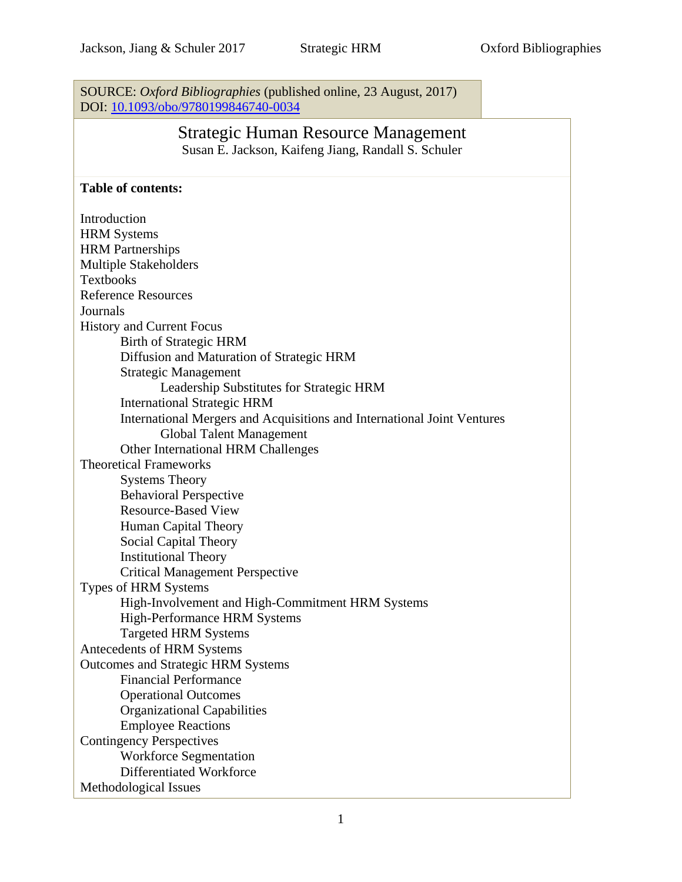SOURCE: *Oxford Bibliographies* (published online, 23 August, 2017)
DOI: [10.1093/obo/9780199846740-0034](https://doi.org/10.1093/obo/9780199846740-0034)

# Strategic Human Resource Management

Susan E. Jackson, Kaifeng Jiang, Randall S. Schuler

**Table of contents:**

- Introduction
- HRM Systems
- HRM Partnerships
- Multiple Stakeholders
- Textbooks
- Reference Resources
- Journals
- History and Current Focus
    - Birth of Strategic HRM
    - Diffusion and Maturation of Strategic HRM
    - Strategic Management
        - Leadership Substitutes for Strategic HRM
    - International Strategic HRM
    - International Mergers and Acquisitions and International Joint Ventures
        - Global Talent Management
    - Other International HRM Challenges
- Theoretical Frameworks
    - Systems Theory
    - Behavioral Perspective
    - Resource-Based View
    - Human Capital Theory
    - Social Capital Theory
    - Institutional Theory
    - Critical Management Perspective
- Types of HRM Systems
    - High-Involvement and High-Commitment HRM Systems
    - High-Performance HRM Systems
    - Targeted HRM Systems
- Antecedents of HRM Systems
- Outcomes and Strategic HRM Systems
    - Financial Performance
    - Operational Outcomes
    - Organizational Capabilities
    - Employee Reactions
- Contingency Perspectives
    - Workforce Segmentation
    - Differentiated Workforce
- Methodological Issues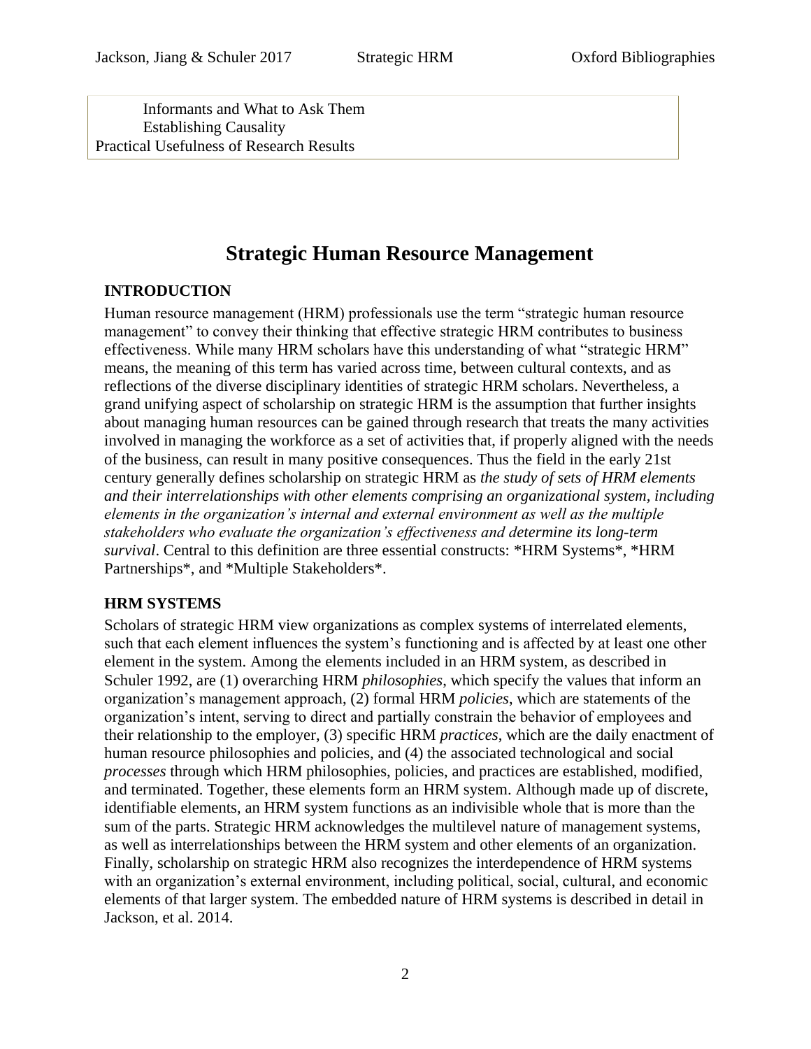Informants and What to Ask Them
Establishing Causality
Practical Usefulness of Research Results

# Strategic Human Resource Management

## INTRODUCTION

Human resource management (HRM) professionals use the term "strategic human resource management" to convey their thinking that effective strategic HRM contributes to business effectiveness. While many HRM scholars have this understanding of what "strategic HRM" means, the meaning of this term has varied across time, between cultural contexts, and as reflections of the diverse disciplinary identities of strategic HRM scholars. Nevertheless, a grand unifying aspect of scholarship on strategic HRM is the assumption that further insights about managing human resources can be gained through research that treats the many activities involved in managing the workforce as a set of activities that, if properly aligned with the needs of the business, can result in many positive consequences. Thus the field in the early 21st century generally defines scholarship on strategic HRM as *the study of sets of HRM elements and their interrelationships with other elements comprising an organizational system, including elements in the organization's internal and external environment as well as the multiple stakeholders who evaluate the organization's effectiveness and determine its long-term survival*. Central to this definition are three essential constructs: *HRM Systems*, *HRM Partnerships*, and *Multiple Stakeholders*.

## HRM SYSTEMS

Scholars of strategic HRM view organizations as complex systems of interrelated elements, such that each element influences the system's functioning and is affected by at least one other element in the system. Among the elements included in an HRM system, as described in Schuler 1992, are (1) overarching HRM *philosophies*, which specify the values that inform an organization's management approach, (2) formal HRM *policies*, which are statements of the organization's intent, serving to direct and partially constrain the behavior of employees and their relationship to the employer, (3) specific HRM *practices*, which are the daily enactment of human resource philosophies and policies, and (4) the associated technological and social *processes* through which HRM philosophies, policies, and practices are established, modified, and terminated. Together, these elements form an HRM system. Although made up of discrete, identifiable elements, an HRM system functions as an indivisible whole that is more than the sum of the parts. Strategic HRM acknowledges the multilevel nature of management systems, as well as interrelationships between the HRM system and other elements of an organization. Finally, scholarship on strategic HRM also recognizes the interdependence of HRM systems with an organization's external environment, including political, social, cultural, and economic elements of that larger system. The embedded nature of HRM systems is described in detail in Jackson, et al. 2014.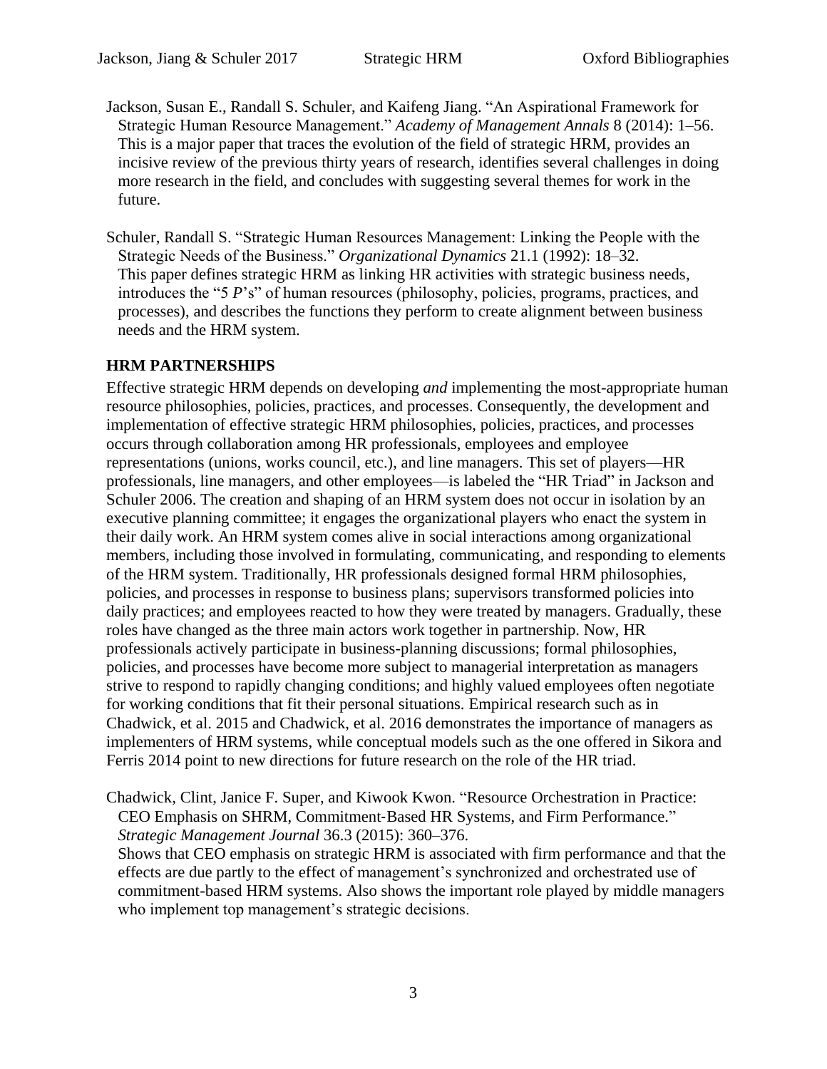Jackson, Susan E., Randall S. Schuler, and Kaifeng Jiang. "An Aspirational Framework for Strategic Human Resource Management." *Academy of Management Annals* 8 (2014): 1–56.
This is a major paper that traces the evolution of the field of strategic HRM, provides an incisive review of the previous thirty years of research, identifies several challenges in doing more research in the field, and concludes with suggesting several themes for work in the future.

Schuler, Randall S. "Strategic Human Resources Management: Linking the People with the Strategic Needs of the Business." *Organizational Dynamics* 21.1 (1992): 18–32.
This paper defines strategic HRM as linking HR activities with strategic business needs, introduces the "5 *P*'s" of human resources (philosophy, policies, programs, practices, and processes), and describes the functions they perform to create alignment between business needs and the HRM system.

## HRM PARTNERSHIPS

Effective strategic HRM depends on developing *and* implementing the most-appropriate human resource philosophies, policies, practices, and processes. Consequently, the development and implementation of effective strategic HRM philosophies, policies, practices, and processes occurs through collaboration among HR professionals, employees and employee representations (unions, works council, etc.), and line managers. This set of players—HR professionals, line managers, and other employees—is labeled the "HR Triad" in Jackson and Schuler 2006. The creation and shaping of an HRM system does not occur in isolation by an executive planning committee; it engages the organizational players who enact the system in their daily work. An HRM system comes alive in social interactions among organizational members, including those involved in formulating, communicating, and responding to elements of the HRM system. Traditionally, HR professionals designed formal HRM philosophies, policies, and processes in response to business plans; supervisors transformed policies into daily practices; and employees reacted to how they were treated by managers. Gradually, these roles have changed as the three main actors work together in partnership. Now, HR professionals actively participate in business-planning discussions; formal philosophies, policies, and processes have become more subject to managerial interpretation as managers strive to respond to rapidly changing conditions; and highly valued employees often negotiate for working conditions that fit their personal situations. Empirical research such as in Chadwick, et al. 2015 and Chadwick, et al. 2016 demonstrates the importance of managers as implementers of HRM systems, while conceptual models such as the one offered in Sikora and Ferris 2014 point to new directions for future research on the role of the HR triad.

Chadwick, Clint, Janice F. Super, and Kiwook Kwon. "Resource Orchestration in Practice: CEO Emphasis on SHRM, Commitment-Based HR Systems, and Firm Performance." *Strategic Management Journal* 36.3 (2015): 360–376.
Shows that CEO emphasis on strategic HRM is associated with firm performance and that the effects are due partly to the effect of management's synchronized and orchestrated use of commitment-based HRM systems. Also shows the important role played by middle managers who implement top management's strategic decisions.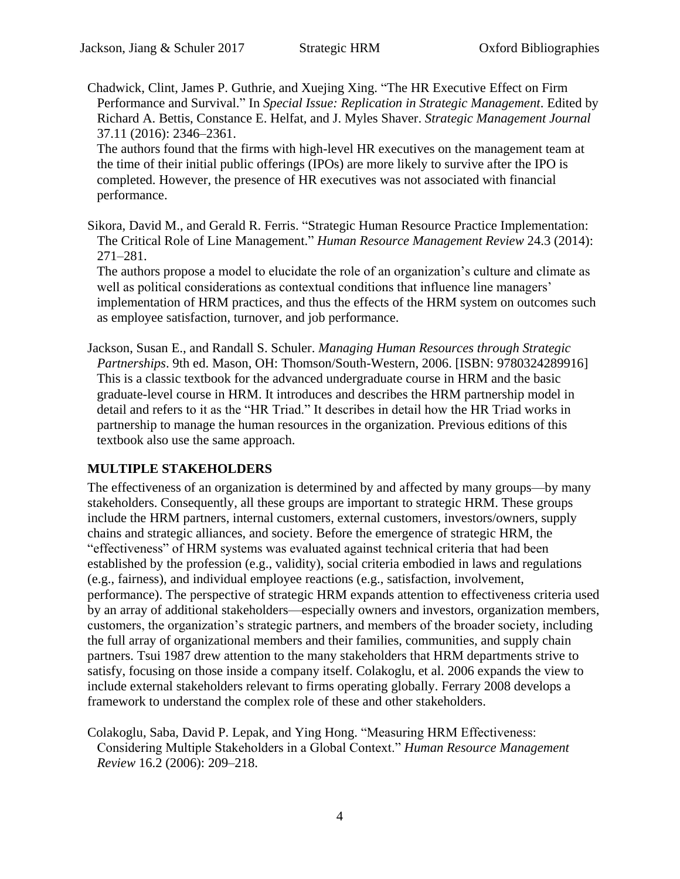Chadwick, Clint, James P. Guthrie, and Xuejing Xing. "The HR Executive Effect on Firm Performance and Survival." In *Special Issue: Replication in Strategic Management*. Edited by Richard A. Bettis, Constance E. Helfat, and J. Myles Shaver. *Strategic Management Journal* 37.11 (2016): 2346–2361.

The authors found that the firms with high-level HR executives on the management team at the time of their initial public offerings (IPOs) are more likely to survive after the IPO is completed. However, the presence of HR executives was not associated with financial performance.

Sikora, David M., and Gerald R. Ferris. "Strategic Human Resource Practice Implementation: The Critical Role of Line Management." *Human Resource Management Review* 24.3 (2014): 271–281.

The authors propose a model to elucidate the role of an organization's culture and climate as well as political considerations as contextual conditions that influence line managers' implementation of HRM practices, and thus the effects of the HRM system on outcomes such as employee satisfaction, turnover, and job performance.

Jackson, Susan E., and Randall S. Schuler. *Managing Human Resources through Strategic Partnerships*. 9th ed. Mason, OH: Thomson/South-Western, 2006. [ISBN: 9780324289916]

This is a classic textbook for the advanced undergraduate course in HRM and the basic graduate-level course in HRM. It introduces and describes the HRM partnership model in detail and refers to it as the "HR Triad." It describes in detail how the HR Triad works in partnership to manage the human resources in the organization. Previous editions of this textbook also use the same approach.

## MULTIPLE STAKEHOLDERS

The effectiveness of an organization is determined by and affected by many groups—by many stakeholders. Consequently, all these groups are important to strategic HRM. These groups include the HRM partners, internal customers, external customers, investors/owners, supply chains and strategic alliances, and society. Before the emergence of strategic HRM, the "effectiveness" of HRM systems was evaluated against technical criteria that had been established by the profession (e.g., validity), social criteria embodied in laws and regulations (e.g., fairness), and individual employee reactions (e.g., satisfaction, involvement, performance). The perspective of strategic HRM expands attention to effectiveness criteria used by an array of additional stakeholders—especially owners and investors, organization members, customers, the organization's strategic partners, and members of the broader society, including the full array of organizational members and their families, communities, and supply chain partners. Tsui 1987 drew attention to the many stakeholders that HRM departments strive to satisfy, focusing on those inside a company itself. Colakoglu, et al. 2006 expands the view to include external stakeholders relevant to firms operating globally. Ferrary 2008 develops a framework to understand the complex role of these and other stakeholders.

Colakoglu, Saba, David P. Lepak, and Ying Hong. "Measuring HRM Effectiveness: Considering Multiple Stakeholders in a Global Context." *Human Resource Management Review* 16.2 (2006): 209–218.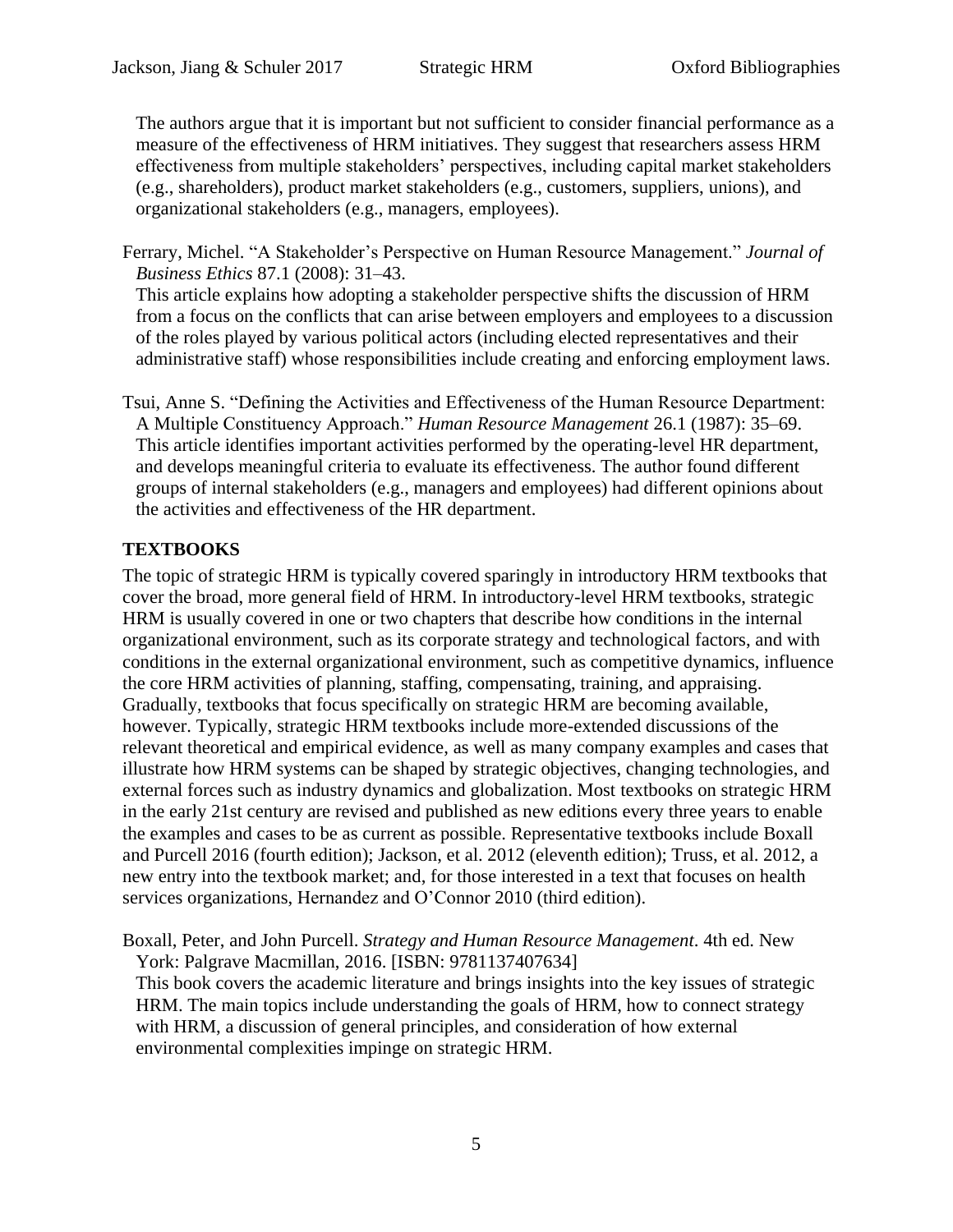The authors argue that it is important but not sufficient to consider financial performance as a measure of the effectiveness of HRM initiatives. They suggest that researchers assess HRM effectiveness from multiple stakeholders' perspectives, including capital market stakeholders (e.g., shareholders), product market stakeholders (e.g., customers, suppliers, unions), and organizational stakeholders (e.g., managers, employees).

Ferrary, Michel. "A Stakeholder's Perspective on Human Resource Management." *Journal of Business Ethics* 87.1 (2008): 31–43.
This article explains how adopting a stakeholder perspective shifts the discussion of HRM from a focus on the conflicts that can arise between employers and employees to a discussion of the roles played by various political actors (including elected representatives and their administrative staff) whose responsibilities include creating and enforcing employment laws.

Tsui, Anne S. "Defining the Activities and Effectiveness of the Human Resource Department: A Multiple Constituency Approach." *Human Resource Management* 26.1 (1987): 35–69.
This article identifies important activities performed by the operating-level HR department, and develops meaningful criteria to evaluate its effectiveness. The author found different groups of internal stakeholders (e.g., managers and employees) had different opinions about the activities and effectiveness of the HR department.

## TEXTBOOKS

The topic of strategic HRM is typically covered sparingly in introductory HRM textbooks that cover the broad, more general field of HRM. In introductory-level HRM textbooks, strategic HRM is usually covered in one or two chapters that describe how conditions in the internal organizational environment, such as its corporate strategy and technological factors, and with conditions in the external organizational environment, such as competitive dynamics, influence the core HRM activities of planning, staffing, compensating, training, and appraising. Gradually, textbooks that focus specifically on strategic HRM are becoming available, however. Typically, strategic HRM textbooks include more-extended discussions of the relevant theoretical and empirical evidence, as well as many company examples and cases that illustrate how HRM systems can be shaped by strategic objectives, changing technologies, and external forces such as industry dynamics and globalization. Most textbooks on strategic HRM in the early 21st century are revised and published as new editions every three years to enable the examples and cases to be as current as possible. Representative textbooks include Boxall and Purcell 2016 (fourth edition); Jackson, et al. 2012 (eleventh edition); Truss, et al. 2012, a new entry into the textbook market; and, for those interested in a text that focuses on health services organizations, Hernandez and O'Connor 2010 (third edition).

Boxall, Peter, and John Purcell. *Strategy and Human Resource Management*. 4th ed. New York: Palgrave Macmillan, 2016. [ISBN: 9781137407634]
This book covers the academic literature and brings insights into the key issues of strategic HRM. The main topics include understanding the goals of HRM, how to connect strategy with HRM, a discussion of general principles, and consideration of how external environmental complexities impinge on strategic HRM.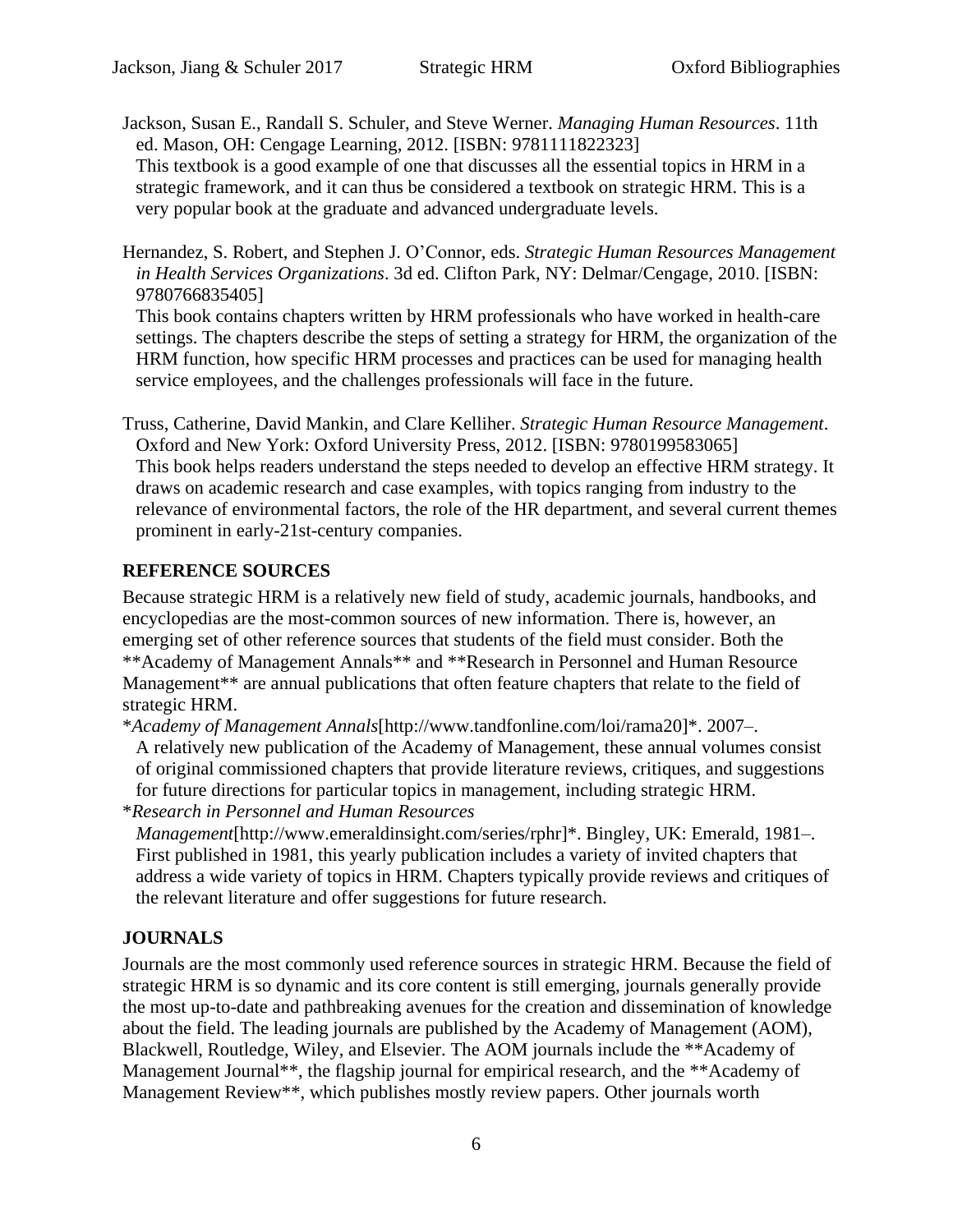Jackson, Susan E., Randall S. Schuler, and Steve Werner. *Managing Human Resources*. 11th ed. Mason, OH: Cengage Learning, 2012. [ISBN: 9781111822323]
This textbook is a good example of one that discusses all the essential topics in HRM in a strategic framework, and it can thus be considered a textbook on strategic HRM. This is a very popular book at the graduate and advanced undergraduate levels.

Hernandez, S. Robert, and Stephen J. O'Connor, eds. *Strategic Human Resources Management in Health Services Organizations*. 3d ed. Clifton Park, NY: Delmar/Cengage, 2010. [ISBN: 9780766835405]
This book contains chapters written by HRM professionals who have worked in health-care settings. The chapters describe the steps of setting a strategy for HRM, the organization of the HRM function, how specific HRM processes and practices can be used for managing health service employees, and the challenges professionals will face in the future.

Truss, Catherine, David Mankin, and Clare Kelliher. *Strategic Human Resource Management*. Oxford and New York: Oxford University Press, 2012. [ISBN: 9780199583065]
This book helps readers understand the steps needed to develop an effective HRM strategy. It draws on academic research and case examples, with topics ranging from industry to the relevance of environmental factors, the role of the HR department, and several current themes prominent in early-21st-century companies.

## REFERENCE SOURCES

Because strategic HRM is a relatively new field of study, academic journals, handbooks, and encyclopedias are the most-common sources of new information. There is, however, an emerging set of other reference sources that students of the field must consider. Both the **Academy of Management Annals** and **Research in Personnel and Human Resource Management** are annual publications that often feature chapters that relate to the field of strategic HRM.

**Academy of Management Annals*[http://www.tandfonline.com/loi/rama20]*. 2007–.
A relatively new publication of the Academy of Management, these annual volumes consist of original commissioned chapters that provide literature reviews, critiques, and suggestions for future directions for particular topics in management, including strategic HRM.

**Research in Personnel and Human Resources Management*[http://www.emeraldinsight.com/series/rphr]*. Bingley, UK: Emerald, 1981–.
First published in 1981, this yearly publication includes a variety of invited chapters that address a wide variety of topics in HRM. Chapters typically provide reviews and critiques of the relevant literature and offer suggestions for future research.

## JOURNALS

Journals are the most commonly used reference sources in strategic HRM. Because the field of strategic HRM is so dynamic and its core content is still emerging, journals generally provide the most up-to-date and pathbreaking avenues for the creation and dissemination of knowledge about the field. The leading journals are published by the Academy of Management (AOM), Blackwell, Routledge, Wiley, and Elsevier. The AOM journals include the **Academy of Management Journal**, the flagship journal for empirical research, and the **Academy of Management Review**, which publishes mostly review papers. Other journals worth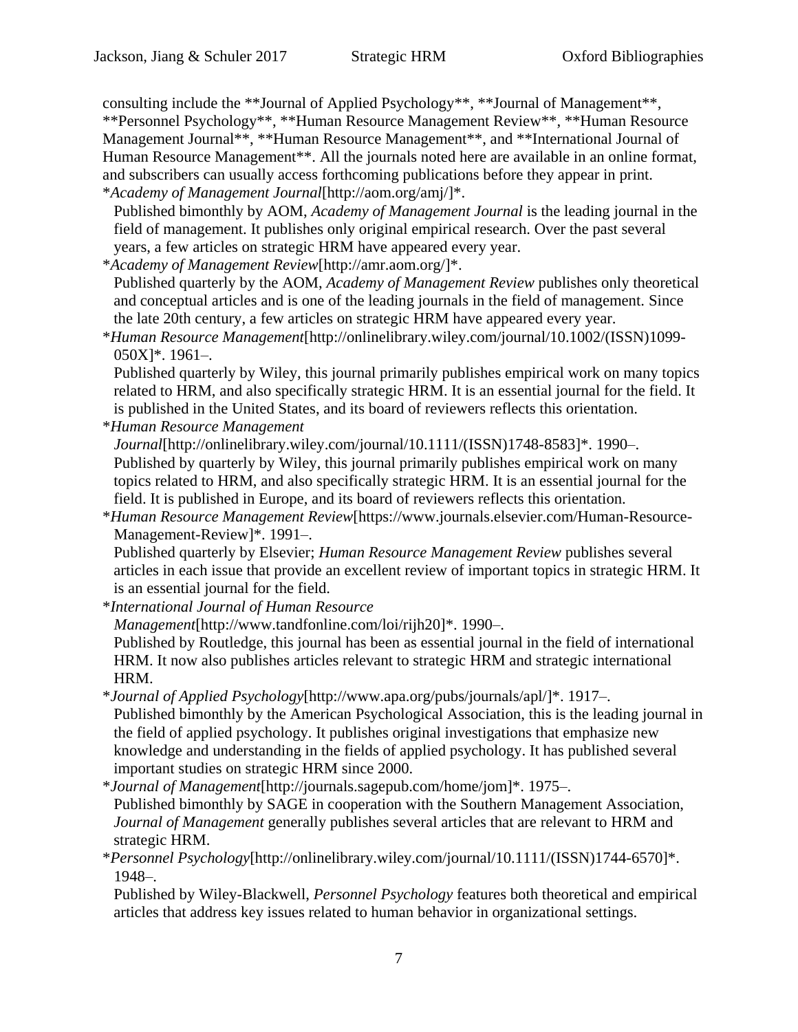consulting include the **Journal of Applied Psychology**, **Journal of Management**, **Personnel Psychology**, **Human Resource Management Review**, **Human Resource Management Journal**, **Human Resource Management**, and **International Journal of Human Resource Management**. All the journals noted here are available in an online format, and subscribers can usually access forthcoming publications before they appear in print.

*_Academy of Management Journal_[http://aom.org/amj/]*.

Published bimonthly by AOM, _Academy of Management Journal_ is the leading journal in the field of management. It publishes only original empirical research. Over the past several years, a few articles on strategic HRM have appeared every year.

*_Academy of Management Review_[http://amr.aom.org/]*.

Published quarterly by the AOM, _Academy of Management Review_ publishes only theoretical and conceptual articles and is one of the leading journals in the field of management. Since the late 20th century, a few articles on strategic HRM have appeared every year.

*_Human Resource Management_[http://onlinelibrary.wiley.com/journal/10.1002/(ISSN)1099-050X]*. 1961–.

Published quarterly by Wiley, this journal primarily publishes empirical work on many topics related to HRM, and also specifically strategic HRM. It is an essential journal for the field. It is published in the United States, and its board of reviewers reflects this orientation.

*_Human Resource Management Journal_[http://onlinelibrary.wiley.com/journal/10.1111/(ISSN)1748-8583]*. 1990–.

Published by quarterly by Wiley, this journal primarily publishes empirical work on many topics related to HRM, and also specifically strategic HRM. It is an essential journal for the field. It is published in Europe, and its board of reviewers reflects this orientation.

*_Human Resource Management Review_[https://www.journals.elsevier.com/Human-Resource-Management-Review]*. 1991–.

Published quarterly by Elsevier; _Human Resource Management Review_ publishes several articles in each issue that provide an excellent review of important topics in strategic HRM. It is an essential journal for the field.

*_International Journal of Human Resource Management_[http://www.tandfonline.com/loi/rijh20]*. 1990–.

Published by Routledge, this journal has been as essential journal in the field of international HRM. It now also publishes articles relevant to strategic HRM and strategic international HRM.

*_Journal of Applied Psychology_[http://www.apa.org/pubs/journals/apl/]*. 1917–.

Published bimonthly by the American Psychological Association, this is the leading journal in the field of applied psychology. It publishes original investigations that emphasize new knowledge and understanding in the fields of applied psychology. It has published several important studies on strategic HRM since 2000.

*_Journal of Management_[http://journals.sagepub.com/home/jom]*. 1975–.

Published bimonthly by SAGE in cooperation with the Southern Management Association, _Journal of Management_ generally publishes several articles that are relevant to HRM and strategic HRM.

*_Personnel Psychology_[http://onlinelibrary.wiley.com/journal/10.1111/(ISSN)1744-6570]*. 1948–.

Published by Wiley-Blackwell, _Personnel Psychology_ features both theoretical and empirical articles that address key issues related to human behavior in organizational settings.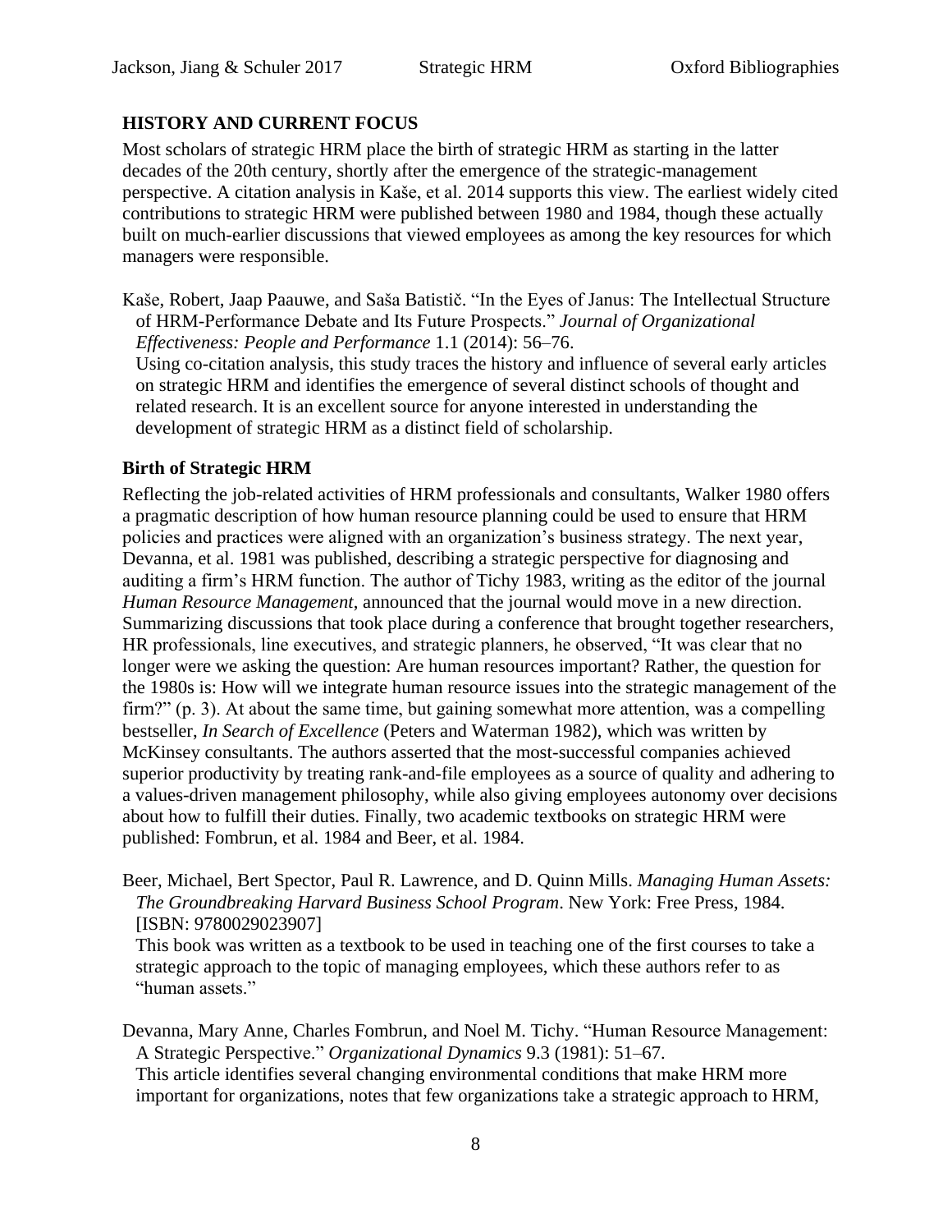## HISTORY AND CURRENT FOCUS

Most scholars of strategic HRM place the birth of strategic HRM as starting in the latter decades of the 20th century, shortly after the emergence of the strategic-management perspective. A citation analysis in Kaše, et al. 2014 supports this view. The earliest widely cited contributions to strategic HRM were published between 1980 and 1984, though these actually built on much-earlier discussions that viewed employees as among the key resources for which managers were responsible.

Kaše, Robert, Jaap Paauwe, and Saša Batistič. "In the Eyes of Janus: The Intellectual Structure of HRM-Performance Debate and Its Future Prospects." *Journal of Organizational Effectiveness: People and Performance* 1.1 (2014): 56–76.
Using co-citation analysis, this study traces the history and influence of several early articles on strategic HRM and identifies the emergence of several distinct schools of thought and related research. It is an excellent source for anyone interested in understanding the development of strategic HRM as a distinct field of scholarship.

### Birth of Strategic HRM

Reflecting the job-related activities of HRM professionals and consultants, Walker 1980 offers a pragmatic description of how human resource planning could be used to ensure that HRM policies and practices were aligned with an organization's business strategy. The next year, Devanna, et al. 1981 was published, describing a strategic perspective for diagnosing and auditing a firm's HRM function. The author of Tichy 1983, writing as the editor of the journal *Human Resource Management*, announced that the journal would move in a new direction. Summarizing discussions that took place during a conference that brought together researchers, HR professionals, line executives, and strategic planners, he observed, "It was clear that no longer were we asking the question: Are human resources important? Rather, the question for the 1980s is: How will we integrate human resource issues into the strategic management of the firm?" (p. 3). At about the same time, but gaining somewhat more attention, was a compelling bestseller, *In Search of Excellence* (Peters and Waterman 1982), which was written by McKinsey consultants. The authors asserted that the most-successful companies achieved superior productivity by treating rank-and-file employees as a source of quality and adhering to a values-driven management philosophy, while also giving employees autonomy over decisions about how to fulfill their duties. Finally, two academic textbooks on strategic HRM were published: Fombrun, et al. 1984 and Beer, et al. 1984.

Beer, Michael, Bert Spector, Paul R. Lawrence, and D. Quinn Mills. *Managing Human Assets: The Groundbreaking Harvard Business School Program*. New York: Free Press, 1984. [ISBN: 9780029023907]
This book was written as a textbook to be used in teaching one of the first courses to take a strategic approach to the topic of managing employees, which these authors refer to as "human assets."

Devanna, Mary Anne, Charles Fombrun, and Noel M. Tichy. "Human Resource Management: A Strategic Perspective." *Organizational Dynamics* 9.3 (1981): 51–67.
This article identifies several changing environmental conditions that make HRM more important for organizations, notes that few organizations take a strategic approach to HRM,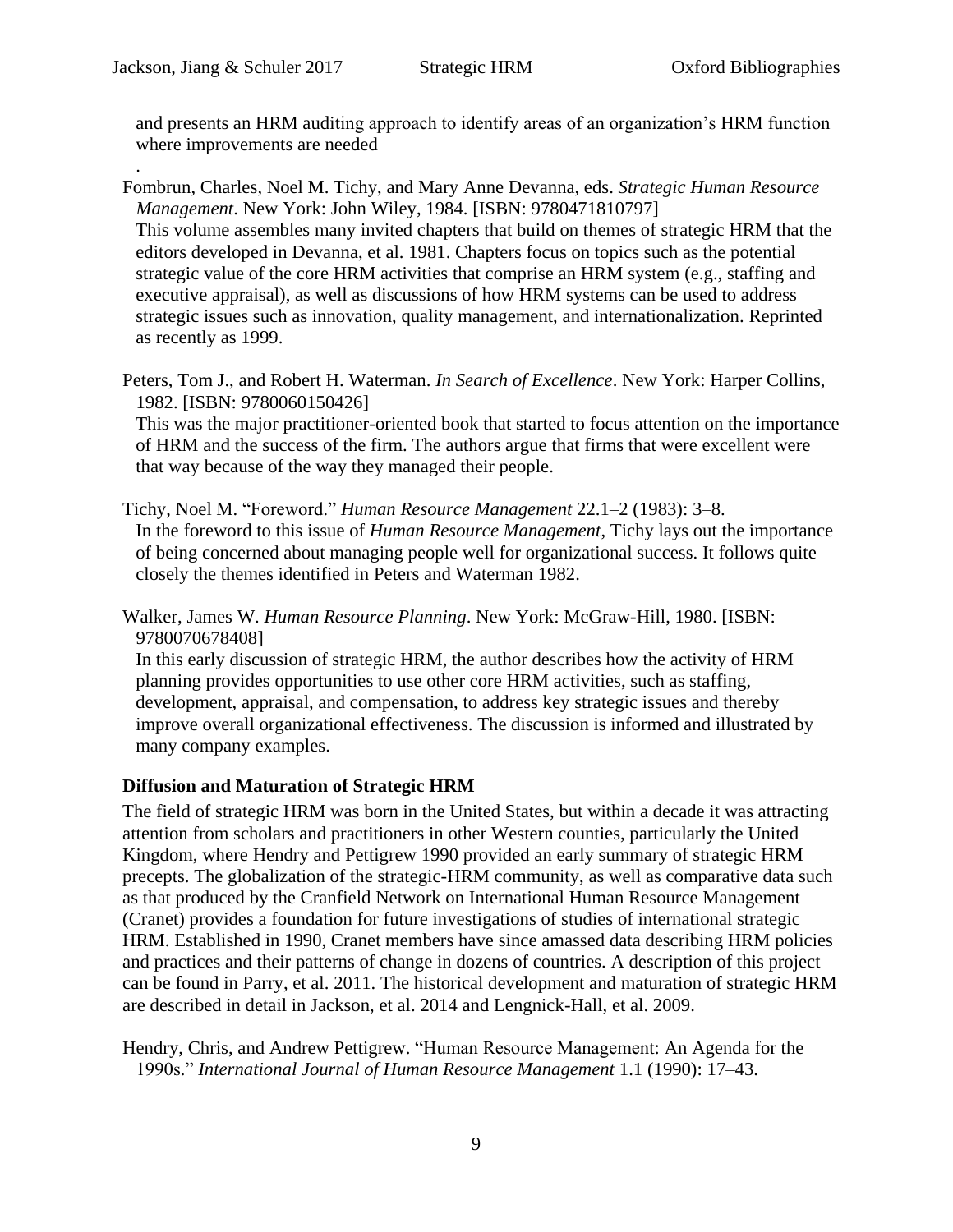and presents an HRM auditing approach to identify areas of an organization's HRM function where improvements are needed

.

Fombrun, Charles, Noel M. Tichy, and Mary Anne Devanna, eds. *Strategic Human Resource Management*. New York: John Wiley, 1984. [ISBN: 9780471810797]

This volume assembles many invited chapters that build on themes of strategic HRM that the editors developed in Devanna, et al. 1981. Chapters focus on topics such as the potential strategic value of the core HRM activities that comprise an HRM system (e.g., staffing and executive appraisal), as well as discussions of how HRM systems can be used to address strategic issues such as innovation, quality management, and internationalization. Reprinted as recently as 1999.

Peters, Tom J., and Robert H. Waterman. *In Search of Excellence*. New York: Harper Collins, 1982. [ISBN: 9780060150426]

This was the major practitioner-oriented book that started to focus attention on the importance of HRM and the success of the firm. The authors argue that firms that were excellent were that way because of the way they managed their people.

Tichy, Noel M. "Foreword." *Human Resource Management* 22.1–2 (1983): 3–8.

In the foreword to this issue of *Human Resource Management*, Tichy lays out the importance of being concerned about managing people well for organizational success. It follows quite closely the themes identified in Peters and Waterman 1982.

Walker, James W. *Human Resource Planning*. New York: McGraw-Hill, 1980. [ISBN: 9780070678408]

In this early discussion of strategic HRM, the author describes how the activity of HRM planning provides opportunities to use other core HRM activities, such as staffing, development, appraisal, and compensation, to address key strategic issues and thereby improve overall organizational effectiveness. The discussion is informed and illustrated by many company examples.

**Diffusion and Maturation of Strategic HRM**

The field of strategic HRM was born in the United States, but within a decade it was attracting attention from scholars and practitioners in other Western counties, particularly the United Kingdom, where Hendry and Pettigrew 1990 provided an early summary of strategic HRM precepts. The globalization of the strategic-HRM community, as well as comparative data such as that produced by the Cranfield Network on International Human Resource Management (Cranet) provides a foundation for future investigations of studies of international strategic HRM. Established in 1990, Cranet members have since amassed data describing HRM policies and practices and their patterns of change in dozens of countries. A description of this project can be found in Parry, et al. 2011. The historical development and maturation of strategic HRM are described in detail in Jackson, et al. 2014 and Lengnick-Hall, et al. 2009.

Hendry, Chris, and Andrew Pettigrew. "Human Resource Management: An Agenda for the 1990s." *International Journal of Human Resource Management* 1.1 (1990): 17–43.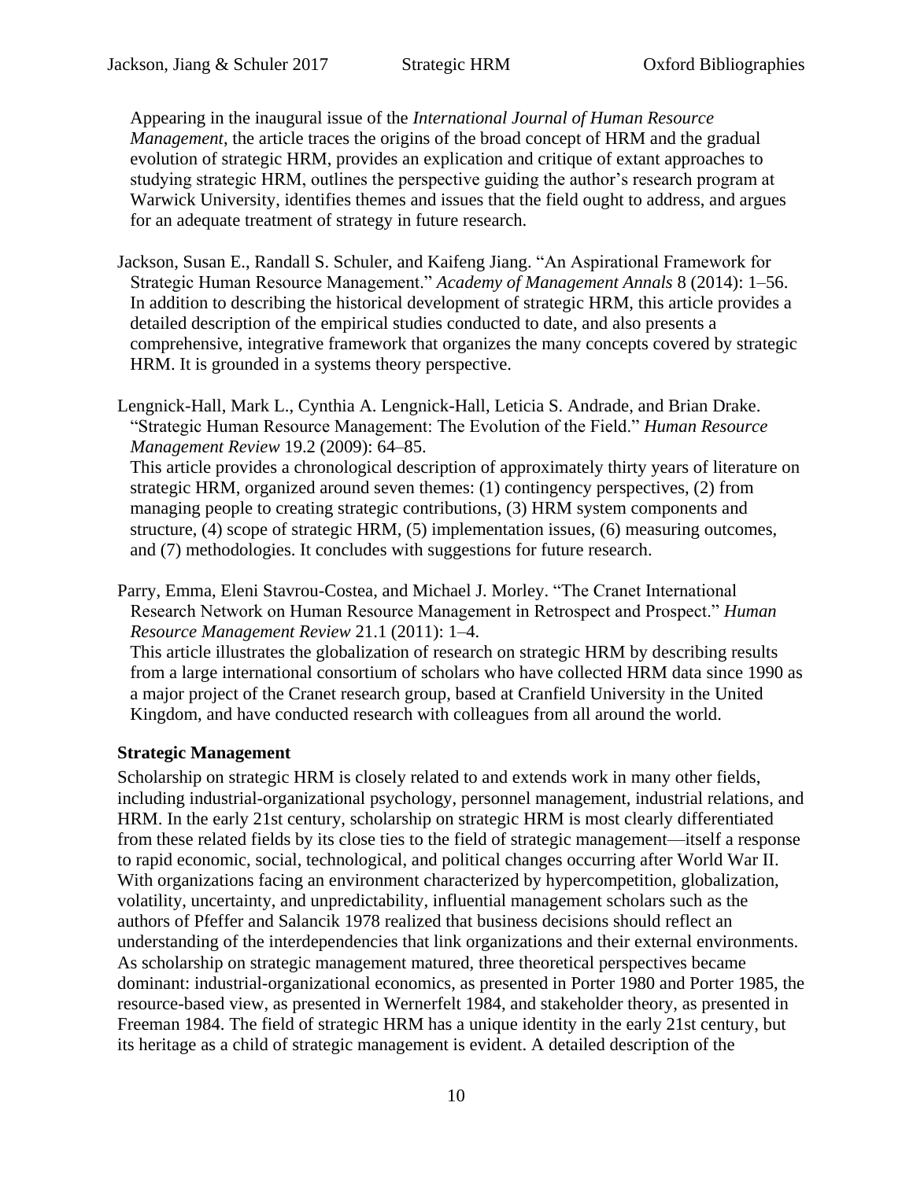Appearing in the inaugural issue of the *International Journal of Human Resource Management*, the article traces the origins of the broad concept of HRM and the gradual evolution of strategic HRM, provides an explication and critique of extant approaches to studying strategic HRM, outlines the perspective guiding the author's research program at Warwick University, identifies themes and issues that the field ought to address, and argues for an adequate treatment of strategy in future research.

Jackson, Susan E., Randall S. Schuler, and Kaifeng Jiang. "An Aspirational Framework for Strategic Human Resource Management." *Academy of Management Annals* 8 (2014): 1–56.
In addition to describing the historical development of strategic HRM, this article provides a detailed description of the empirical studies conducted to date, and also presents a comprehensive, integrative framework that organizes the many concepts covered by strategic HRM. It is grounded in a systems theory perspective.

Lengnick-Hall, Mark L., Cynthia A. Lengnick-Hall, Leticia S. Andrade, and Brian Drake. "Strategic Human Resource Management: The Evolution of the Field." *Human Resource Management Review* 19.2 (2009): 64–85.
This article provides a chronological description of approximately thirty years of literature on strategic HRM, organized around seven themes: (1) contingency perspectives, (2) from managing people to creating strategic contributions, (3) HRM system components and structure, (4) scope of strategic HRM, (5) implementation issues, (6) measuring outcomes, and (7) methodologies. It concludes with suggestions for future research.

Parry, Emma, Eleni Stavrou-Costea, and Michael J. Morley. "The Cranet International Research Network on Human Resource Management in Retrospect and Prospect." *Human Resource Management Review* 21.1 (2011): 1–4.
This article illustrates the globalization of research on strategic HRM by describing results from a large international consortium of scholars who have collected HRM data since 1990 as a major project of the Cranet research group, based at Cranfield University in the United Kingdom, and have conducted research with colleagues from all around the world.

**Strategic Management**

Scholarship on strategic HRM is closely related to and extends work in many other fields, including industrial-organizational psychology, personnel management, industrial relations, and HRM. In the early 21st century, scholarship on strategic HRM is most clearly differentiated from these related fields by its close ties to the field of strategic management—itself a response to rapid economic, social, technological, and political changes occurring after World War II. With organizations facing an environment characterized by hypercompetition, globalization, volatility, uncertainty, and unpredictability, influential management scholars such as the authors of Pfeffer and Salancik 1978 realized that business decisions should reflect an understanding of the interdependencies that link organizations and their external environments. As scholarship on strategic management matured, three theoretical perspectives became dominant: industrial-organizational economics, as presented in Porter 1980 and Porter 1985, the resource-based view, as presented in Wernerfelt 1984, and stakeholder theory, as presented in Freeman 1984. The field of strategic HRM has a unique identity in the early 21st century, but its heritage as a child of strategic management is evident. A detailed description of the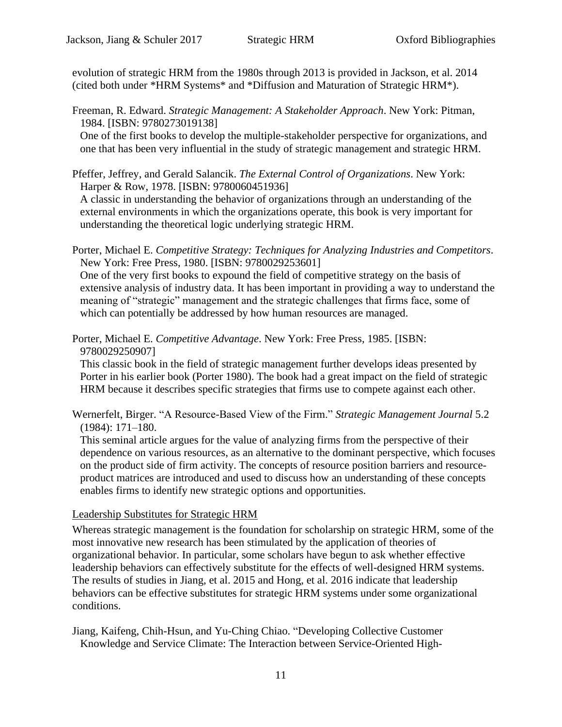evolution of strategic HRM from the 1980s through 2013 is provided in Jackson, et al. 2014 (cited both under *HRM Systems* and *Diffusion and Maturation of Strategic HRM*).

Freeman, R. Edward. *Strategic Management: A Stakeholder Approach*. New York: Pitman, 1984. [ISBN: 9780273019138]

One of the first books to develop the multiple-stakeholder perspective for organizations, and one that has been very influential in the study of strategic management and strategic HRM.

Pfeffer, Jeffrey, and Gerald Salancik. *The External Control of Organizations*. New York: Harper & Row, 1978. [ISBN: 9780060451936]

A classic in understanding the behavior of organizations through an understanding of the external environments in which the organizations operate, this book is very important for understanding the theoretical logic underlying strategic HRM.

Porter, Michael E. *Competitive Strategy: Techniques for Analyzing Industries and Competitors*. New York: Free Press, 1980. [ISBN: 9780029253601]

One of the very first books to expound the field of competitive strategy on the basis of extensive analysis of industry data. It has been important in providing a way to understand the meaning of "strategic" management and the strategic challenges that firms face, some of which can potentially be addressed by how human resources are managed.

Porter, Michael E. *Competitive Advantage*. New York: Free Press, 1985. [ISBN: 9780029250907]

This classic book in the field of strategic management further develops ideas presented by Porter in his earlier book (Porter 1980). The book had a great impact on the field of strategic HRM because it describes specific strategies that firms use to compete against each other.

Wernerfelt, Birger. "A Resource-Based View of the Firm." *Strategic Management Journal* 5.2 (1984): 171–180.

This seminal article argues for the value of analyzing firms from the perspective of their dependence on various resources, as an alternative to the dominant perspective, which focuses on the product side of firm activity. The concepts of resource position barriers and resource-product matrices are introduced and used to discuss how an understanding of these concepts enables firms to identify new strategic options and opportunities.

## Leadership Substitutes for Strategic HRM

Whereas strategic management is the foundation for scholarship on strategic HRM, some of the most innovative new research has been stimulated by the application of theories of organizational behavior. In particular, some scholars have begun to ask whether effective leadership behaviors can effectively substitute for the effects of well-designed HRM systems. The results of studies in Jiang, et al. 2015 and Hong, et al. 2016 indicate that leadership behaviors can be effective substitutes for strategic HRM systems under some organizational conditions.

Jiang, Kaifeng, Chih-Hsun, and Yu-Ching Chiao. "Developing Collective Customer Knowledge and Service Climate: The Interaction between Service-Oriented High-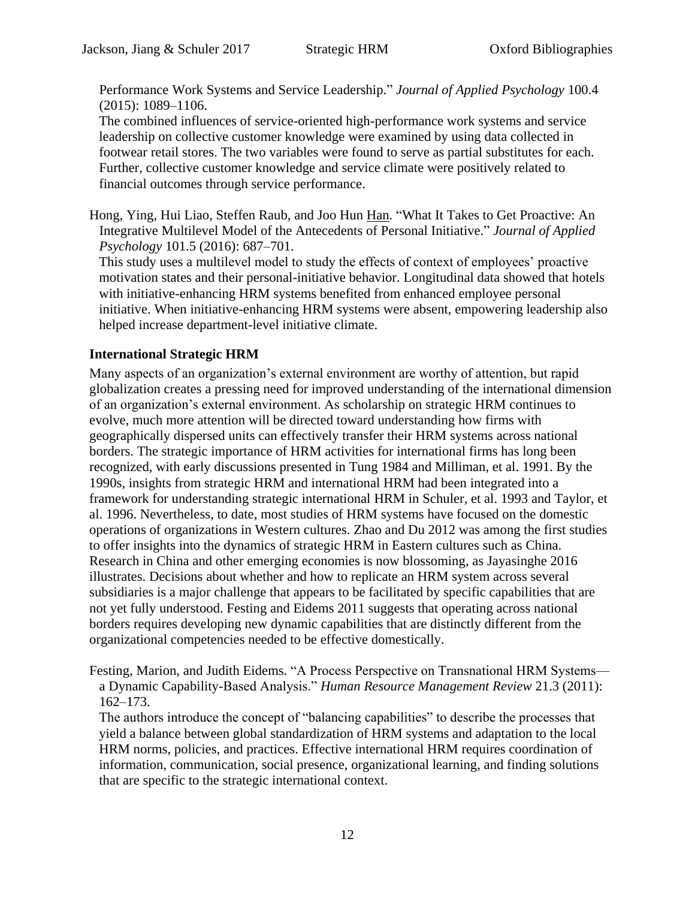Performance Work Systems and Service Leadership." *Journal of Applied Psychology* 100.4 (2015): 1089–1106.

The combined influences of service-oriented high-performance work systems and service leadership on collective customer knowledge were examined by using data collected in footwear retail stores. The two variables were found to serve as partial substitutes for each. Further, collective customer knowledge and service climate were positively related to financial outcomes through service performance.

Hong, Ying, Hui Liao, Steffen Raub, and Joo Hun Han. "What It Takes to Get Proactive: An Integrative Multilevel Model of the Antecedents of Personal Initiative." *Journal of Applied Psychology* 101.5 (2016): 687–701.

This study uses a multilevel model to study the effects of context of employees' proactive motivation states and their personal-initiative behavior. Longitudinal data showed that hotels with initiative-enhancing HRM systems benefited from enhanced employee personal initiative. When initiative-enhancing HRM systems were absent, empowering leadership also helped increase department-level initiative climate.

### International Strategic HRM

Many aspects of an organization's external environment are worthy of attention, but rapid globalization creates a pressing need for improved understanding of the international dimension of an organization's external environment. As scholarship on strategic HRM continues to evolve, much more attention will be directed toward understanding how firms with geographically dispersed units can effectively transfer their HRM systems across national borders. The strategic importance of HRM activities for international firms has long been recognized, with early discussions presented in Tung 1984 and Milliman, et al. 1991. By the 1990s, insights from strategic HRM and international HRM had been integrated into a framework for understanding strategic international HRM in Schuler, et al. 1993 and Taylor, et al. 1996. Nevertheless, to date, most studies of HRM systems have focused on the domestic operations of organizations in Western cultures. Zhao and Du 2012 was among the first studies to offer insights into the dynamics of strategic HRM in Eastern cultures such as China. Research in China and other emerging economies is now blossoming, as Jayasinghe 2016 illustrates. Decisions about whether and how to replicate an HRM system across several subsidiaries is a major challenge that appears to be facilitated by specific capabilities that are not yet fully understood. Festing and Eidems 2011 suggests that operating across national borders requires developing new dynamic capabilities that are distinctly different from the organizational competencies needed to be effective domestically.

Festing, Marion, and Judith Eidems. "A Process Perspective on Transnational HRM Systems—a Dynamic Capability-Based Analysis." *Human Resource Management Review* 21.3 (2011): 162–173.

The authors introduce the concept of "balancing capabilities" to describe the processes that yield a balance between global standardization of HRM systems and adaptation to the local HRM norms, policies, and practices. Effective international HRM requires coordination of information, communication, social presence, organizational learning, and finding solutions that are specific to the strategic international context.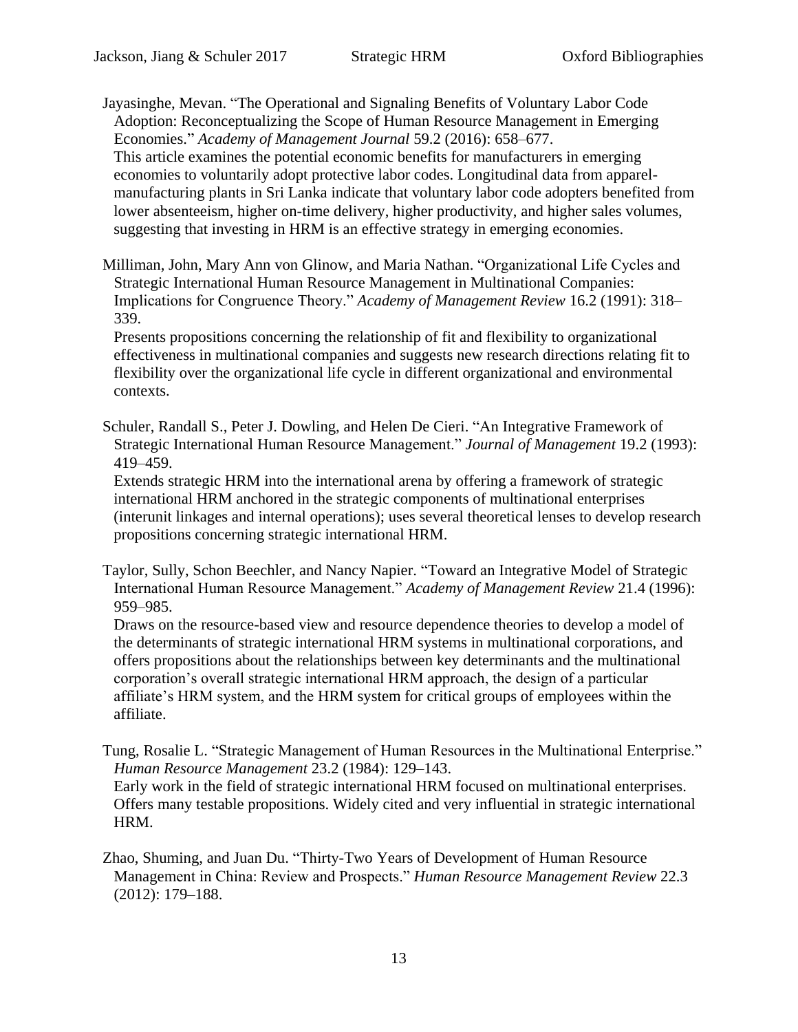Jayasinghe, Mevan. "The Operational and Signaling Benefits of Voluntary Labor Code Adoption: Reconceptualizing the Scope of Human Resource Management in Emerging Economies." *Academy of Management Journal* 59.2 (2016): 658–677.

This article examines the potential economic benefits for manufacturers in emerging economies to voluntarily adopt protective labor codes. Longitudinal data from apparel-manufacturing plants in Sri Lanka indicate that voluntary labor code adopters benefited from lower absenteeism, higher on-time delivery, higher productivity, and higher sales volumes, suggesting that investing in HRM is an effective strategy in emerging economies.

Milliman, John, Mary Ann von Glinow, and Maria Nathan. "Organizational Life Cycles and Strategic International Human Resource Management in Multinational Companies: Implications for Congruence Theory." *Academy of Management Review* 16.2 (1991): 318–339.

Presents propositions concerning the relationship of fit and flexibility to organizational effectiveness in multinational companies and suggests new research directions relating fit to flexibility over the organizational life cycle in different organizational and environmental contexts.

Schuler, Randall S., Peter J. Dowling, and Helen De Cieri. "An Integrative Framework of Strategic International Human Resource Management." *Journal of Management* 19.2 (1993): 419–459.

Extends strategic HRM into the international arena by offering a framework of strategic international HRM anchored in the strategic components of multinational enterprises (interunit linkages and internal operations); uses several theoretical lenses to develop research propositions concerning strategic international HRM.

Taylor, Sully, Schon Beechler, and Nancy Napier. "Toward an Integrative Model of Strategic International Human Resource Management." *Academy of Management Review* 21.4 (1996): 959–985.

Draws on the resource-based view and resource dependence theories to develop a model of the determinants of strategic international HRM systems in multinational corporations, and offers propositions about the relationships between key determinants and the multinational corporation's overall strategic international HRM approach, the design of a particular affiliate's HRM system, and the HRM system for critical groups of employees within the affiliate.

Tung, Rosalie L. "Strategic Management of Human Resources in the Multinational Enterprise." *Human Resource Management* 23.2 (1984): 129–143.

Early work in the field of strategic international HRM focused on multinational enterprises. Offers many testable propositions. Widely cited and very influential in strategic international HRM.

Zhao, Shuming, and Juan Du. "Thirty-Two Years of Development of Human Resource Management in China: Review and Prospects." *Human Resource Management Review* 22.3 (2012): 179–188.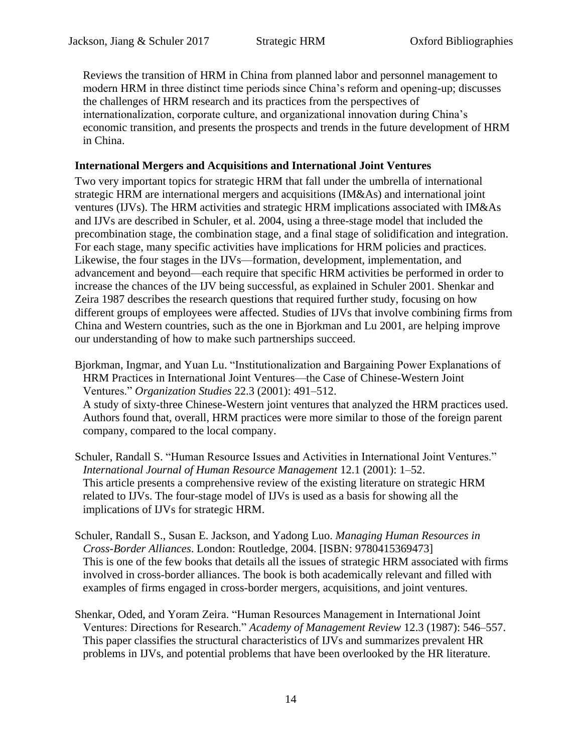Reviews the transition of HRM in China from planned labor and personnel management to modern HRM in three distinct time periods since China's reform and opening-up; discusses the challenges of HRM research and its practices from the perspectives of internationalization, corporate culture, and organizational innovation during China's economic transition, and presents the prospects and trends in the future development of HRM in China.

### International Mergers and Acquisitions and International Joint Ventures

Two very important topics for strategic HRM that fall under the umbrella of international strategic HRM are international mergers and acquisitions (IM&As) and international joint ventures (IJVs). The HRM activities and strategic HRM implications associated with IM&As and IJVs are described in Schuler, et al. 2004, using a three-stage model that included the precombination stage, the combination stage, and a final stage of solidification and integration. For each stage, many specific activities have implications for HRM policies and practices. Likewise, the four stages in the IJVs—formation, development, implementation, and advancement and beyond—each require that specific HRM activities be performed in order to increase the chances of the IJV being successful, as explained in Schuler 2001. Shenkar and Zeira 1987 describes the research questions that required further study, focusing on how different groups of employees were affected. Studies of IJVs that involve combining firms from China and Western countries, such as the one in Bjorkman and Lu 2001, are helping improve our understanding of how to make such partnerships succeed.

Bjorkman, Ingmar, and Yuan Lu. "Institutionalization and Bargaining Power Explanations of HRM Practices in International Joint Ventures—the Case of Chinese-Western Joint Ventures." *Organization Studies* 22.3 (2001): 491–512.
A study of sixty-three Chinese-Western joint ventures that analyzed the HRM practices used. Authors found that, overall, HRM practices were more similar to those of the foreign parent company, compared to the local company.

Schuler, Randall S. "Human Resource Issues and Activities in International Joint Ventures." *International Journal of Human Resource Management* 12.1 (2001): 1–52.
This article presents a comprehensive review of the existing literature on strategic HRM related to IJVs. The four-stage model of IJVs is used as a basis for showing all the implications of IJVs for strategic HRM.

Schuler, Randall S., Susan E. Jackson, and Yadong Luo. *Managing Human Resources in Cross-Border Alliances*. London: Routledge, 2004. [ISBN: 9780415369473]
This is one of the few books that details all the issues of strategic HRM associated with firms involved in cross-border alliances. The book is both academically relevant and filled with examples of firms engaged in cross-border mergers, acquisitions, and joint ventures.

Shenkar, Oded, and Yoram Zeira. "Human Resources Management in International Joint Ventures: Directions for Research." *Academy of Management Review* 12.3 (1987): 546–557.
This paper classifies the structural characteristics of IJVs and summarizes prevalent HR problems in IJVs, and potential problems that have been overlooked by the HR literature.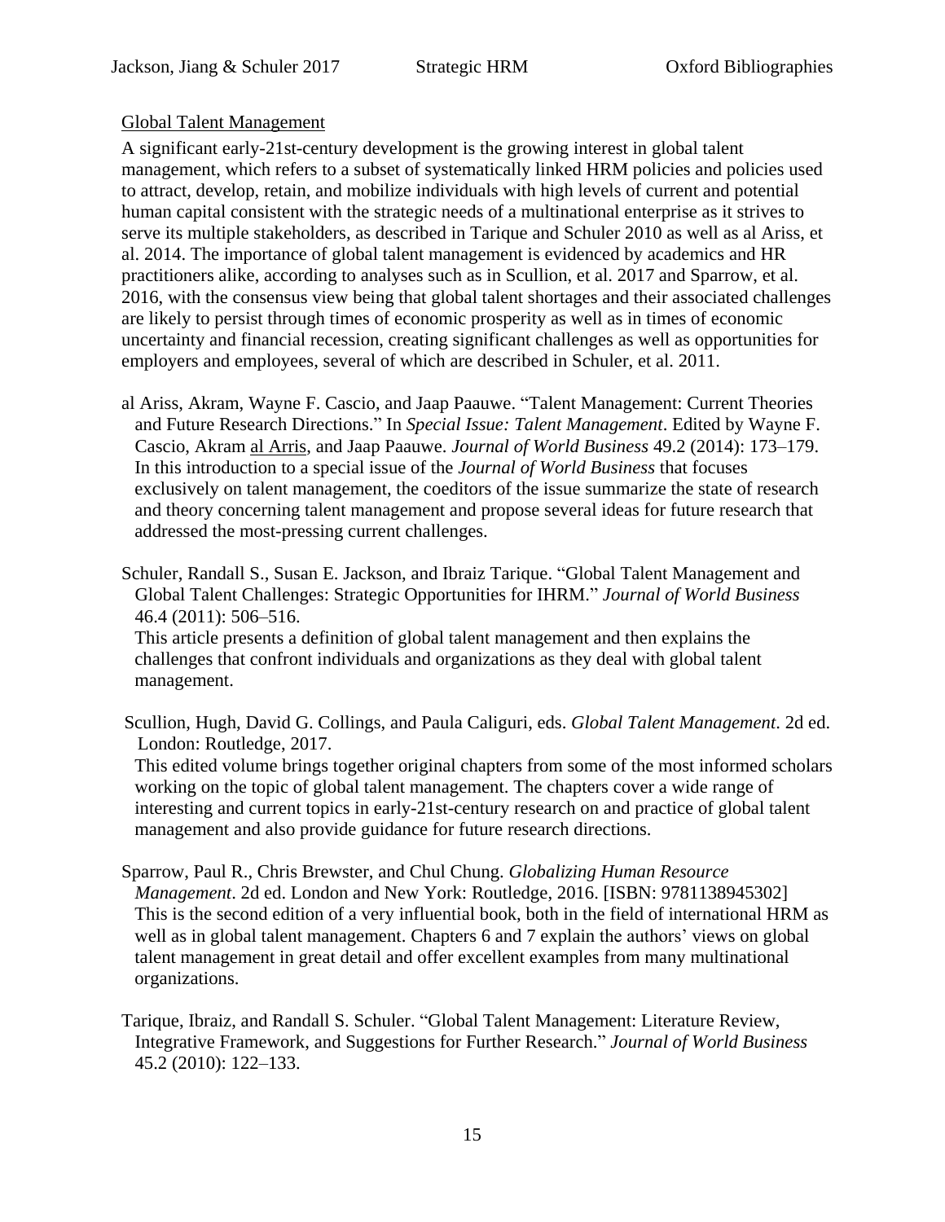## Global Talent Management

A significant early-21st-century development is the growing interest in global talent management, which refers to a subset of systematically linked HRM policies and policies used to attract, develop, retain, and mobilize individuals with high levels of current and potential human capital consistent with the strategic needs of a multinational enterprise as it strives to serve its multiple stakeholders, as described in Tarique and Schuler 2010 as well as al Ariss, et al. 2014. The importance of global talent management is evidenced by academics and HR practitioners alike, according to analyses such as in Scullion, et al. 2017 and Sparrow, et al. 2016, with the consensus view being that global talent shortages and their associated challenges are likely to persist through times of economic prosperity as well as in times of economic uncertainty and financial recession, creating significant challenges as well as opportunities for employers and employees, several of which are described in Schuler, et al. 2011.

al Ariss, Akram, Wayne F. Cascio, and Jaap Paauwe. "Talent Management: Current Theories and Future Research Directions." In *Special Issue: Talent Management*. Edited by Wayne F. Cascio, Akram al Arris, and Jaap Paauwe. *Journal of World Business* 49.2 (2014): 173–179.
In this introduction to a special issue of the *Journal of World Business* that focuses exclusively on talent management, the coeditors of the issue summarize the state of research and theory concerning talent management and propose several ideas for future research that addressed the most-pressing current challenges.

Schuler, Randall S., Susan E. Jackson, and Ibraiz Tarique. "Global Talent Management and Global Talent Challenges: Strategic Opportunities for IHRM." *Journal of World Business* 46.4 (2011): 506–516.
This article presents a definition of global talent management and then explains the challenges that confront individuals and organizations as they deal with global talent management.

Scullion, Hugh, David G. Collings, and Paula Caliguri, eds. *Global Talent Management*. 2d ed. London: Routledge, 2017.
This edited volume brings together original chapters from some of the most informed scholars working on the topic of global talent management. The chapters cover a wide range of interesting and current topics in early-21st-century research on and practice of global talent management and also provide guidance for future research directions.

Sparrow, Paul R., Chris Brewster, and Chul Chung. *Globalizing Human Resource Management*. 2d ed. London and New York: Routledge, 2016. [ISBN: 9781138945302]
This is the second edition of a very influential book, both in the field of international HRM as well as in global talent management. Chapters 6 and 7 explain the authors' views on global talent management in great detail and offer excellent examples from many multinational organizations.

Tarique, Ibraiz, and Randall S. Schuler. "Global Talent Management: Literature Review, Integrative Framework, and Suggestions for Further Research." *Journal of World Business* 45.2 (2010): 122–133.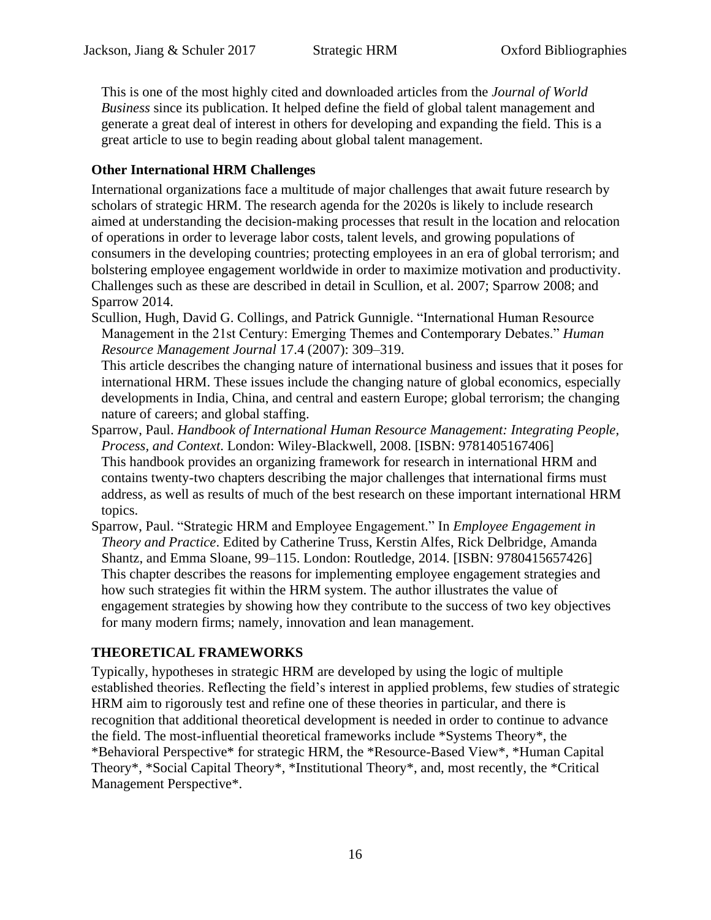This is one of the most highly cited and downloaded articles from the *Journal of World Business* since its publication. It helped define the field of global talent management and generate a great deal of interest in others for developing and expanding the field. This is a great article to use to begin reading about global talent management.

### Other International HRM Challenges

International organizations face a multitude of major challenges that await future research by scholars of strategic HRM. The research agenda for the 2020s is likely to include research aimed at understanding the decision-making processes that result in the location and relocation of operations in order to leverage labor costs, talent levels, and growing populations of consumers in the developing countries; protecting employees in an era of global terrorism; and bolstering employee engagement worldwide in order to maximize motivation and productivity. Challenges such as these are described in detail in Scullion, et al. 2007; Sparrow 2008; and Sparrow 2014.

Scullion, Hugh, David G. Collings, and Patrick Gunnigle. "International Human Resource Management in the 21st Century: Emerging Themes and Contemporary Debates." *Human Resource Management Journal* 17.4 (2007): 309–319.

This article describes the changing nature of international business and issues that it poses for international HRM. These issues include the changing nature of global economics, especially developments in India, China, and central and eastern Europe; global terrorism; the changing nature of careers; and global staffing.

Sparrow, Paul. *Handbook of International Human Resource Management: Integrating People, Process, and Context*. London: Wiley-Blackwell, 2008. [ISBN: 9781405167406]

This handbook provides an organizing framework for research in international HRM and contains twenty-two chapters describing the major challenges that international firms must address, as well as results of much of the best research on these important international HRM topics.

Sparrow, Paul. "Strategic HRM and Employee Engagement." In *Employee Engagement in Theory and Practice*. Edited by Catherine Truss, Kerstin Alfes, Rick Delbridge, Amanda Shantz, and Emma Sloane, 99–115. London: Routledge, 2014. [ISBN: 9780415657426]

This chapter describes the reasons for implementing employee engagement strategies and how such strategies fit within the HRM system. The author illustrates the value of engagement strategies by showing how they contribute to the success of two key objectives for many modern firms; namely, innovation and lean management.

## THEORETICAL FRAMEWORKS

Typically, hypotheses in strategic HRM are developed by using the logic of multiple established theories. Reflecting the field's interest in applied problems, few studies of strategic HRM aim to rigorously test and refine one of these theories in particular, and there is recognition that additional theoretical development is needed in order to continue to advance the field. The most-influential theoretical frameworks include *Systems Theory*, the *Behavioral Perspective* for strategic HRM, the *Resource-Based View*, *Human Capital Theory*, *Social Capital Theory*, *Institutional Theory*, and, most recently, the *Critical Management Perspective*.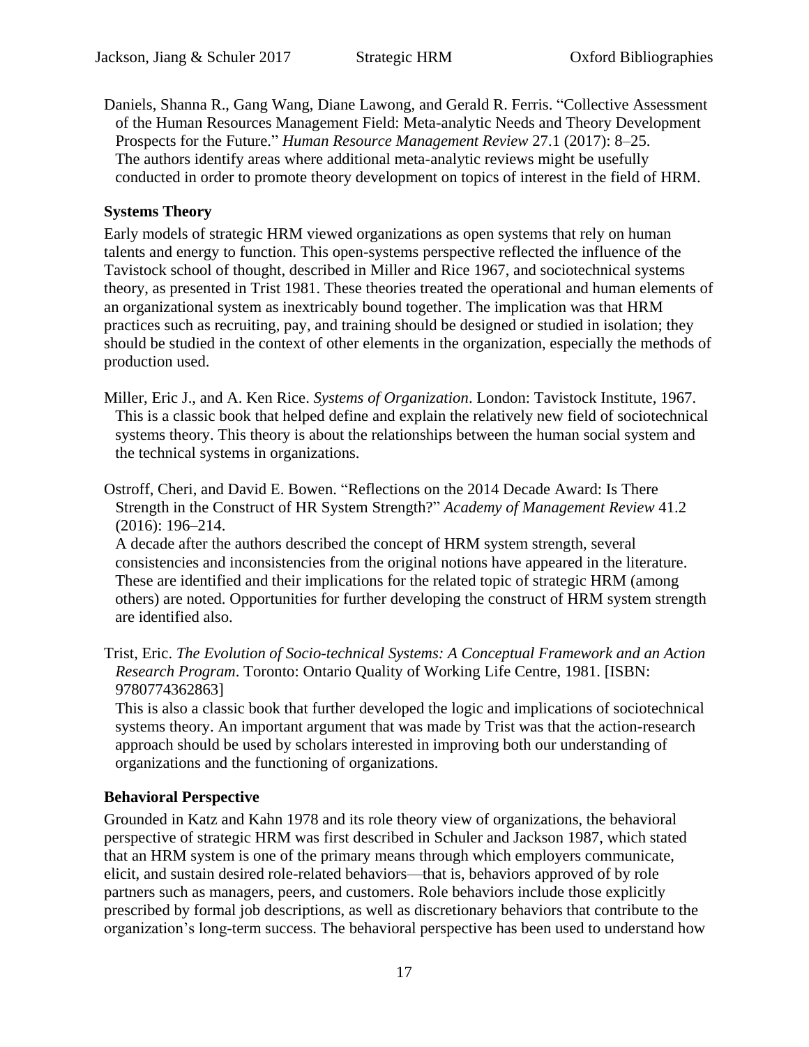Daniels, Shanna R., Gang Wang, Diane Lawong, and Gerald R. Ferris. "Collective Assessment of the Human Resources Management Field: Meta-analytic Needs and Theory Development Prospects for the Future." *Human Resource Management Review* 27.1 (2017): 8–25.
The authors identify areas where additional meta-analytic reviews might be usefully conducted in order to promote theory development on topics of interest in the field of HRM.

### Systems Theory

Early models of strategic HRM viewed organizations as open systems that rely on human talents and energy to function. This open-systems perspective reflected the influence of the Tavistock school of thought, described in Miller and Rice 1967, and sociotechnical systems theory, as presented in Trist 1981. These theories treated the operational and human elements of an organizational system as inextricably bound together. The implication was that HRM practices such as recruiting, pay, and training should be designed or studied in isolation; they should be studied in the context of other elements in the organization, especially the methods of production used.

Miller, Eric J., and A. Ken Rice. *Systems of Organization*. London: Tavistock Institute, 1967.
This is a classic book that helped define and explain the relatively new field of sociotechnical systems theory. This theory is about the relationships between the human social system and the technical systems in organizations.

Ostroff, Cheri, and David E. Bowen. "Reflections on the 2014 Decade Award: Is There Strength in the Construct of HR System Strength?" *Academy of Management Review* 41.2 (2016): 196–214.
A decade after the authors described the concept of HRM system strength, several consistencies and inconsistencies from the original notions have appeared in the literature. These are identified and their implications for the related topic of strategic HRM (among others) are noted. Opportunities for further developing the construct of HRM system strength are identified also.

Trist, Eric. *The Evolution of Socio-technical Systems: A Conceptual Framework and an Action Research Program*. Toronto: Ontario Quality of Working Life Centre, 1981. [ISBN: 9780774362863]
This is also a classic book that further developed the logic and implications of sociotechnical systems theory. An important argument that was made by Trist was that the action-research approach should be used by scholars interested in improving both our understanding of organizations and the functioning of organizations.

### Behavioral Perspective

Grounded in Katz and Kahn 1978 and its role theory view of organizations, the behavioral perspective of strategic HRM was first described in Schuler and Jackson 1987, which stated that an HRM system is one of the primary means through which employers communicate, elicit, and sustain desired role-related behaviors—that is, behaviors approved of by role partners such as managers, peers, and customers. Role behaviors include those explicitly prescribed by formal job descriptions, as well as discretionary behaviors that contribute to the organization's long-term success. The behavioral perspective has been used to understand how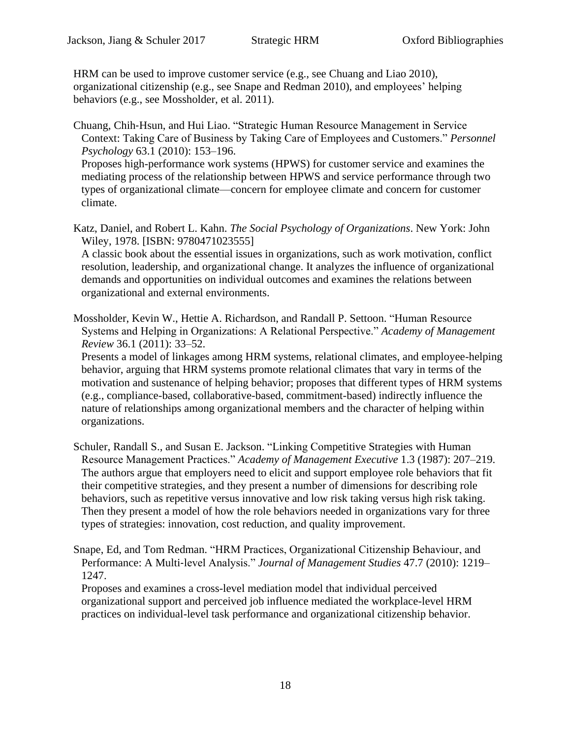HRM can be used to improve customer service (e.g., see Chuang and Liao 2010), organizational citizenship (e.g., see Snape and Redman 2010), and employees' helping behaviors (e.g., see Mossholder, et al. 2011).

Chuang, Chih-Hsun, and Hui Liao. "Strategic Human Resource Management in Service Context: Taking Care of Business by Taking Care of Employees and Customers." *Personnel Psychology* 63.1 (2010): 153–196.
Proposes high-performance work systems (HPWS) for customer service and examines the mediating process of the relationship between HPWS and service performance through two types of organizational climate—concern for employee climate and concern for customer climate.

Katz, Daniel, and Robert L. Kahn. *The Social Psychology of Organizations*. New York: John Wiley, 1978. [ISBN: 9780471023555]
A classic book about the essential issues in organizations, such as work motivation, conflict resolution, leadership, and organizational change. It analyzes the influence of organizational demands and opportunities on individual outcomes and examines the relations between organizational and external environments.

Mossholder, Kevin W., Hettie A. Richardson, and Randall P. Settoon. "Human Resource Systems and Helping in Organizations: A Relational Perspective." *Academy of Management Review* 36.1 (2011): 33–52.
Presents a model of linkages among HRM systems, relational climates, and employee-helping behavior, arguing that HRM systems promote relational climates that vary in terms of the motivation and sustenance of helping behavior; proposes that different types of HRM systems (e.g., compliance-based, collaborative-based, commitment-based) indirectly influence the nature of relationships among organizational members and the character of helping within organizations.

Schuler, Randall S., and Susan E. Jackson. "Linking Competitive Strategies with Human Resource Management Practices." *Academy of Management Executive* 1.3 (1987): 207–219.
The authors argue that employers need to elicit and support employee role behaviors that fit their competitive strategies, and they present a number of dimensions for describing role behaviors, such as repetitive versus innovative and low risk taking versus high risk taking. Then they present a model of how the role behaviors needed in organizations vary for three types of strategies: innovation, cost reduction, and quality improvement.

Snape, Ed, and Tom Redman. "HRM Practices, Organizational Citizenship Behaviour, and Performance: A Multi-level Analysis." *Journal of Management Studies* 47.7 (2010): 1219–1247.
Proposes and examines a cross-level mediation model that individual perceived organizational support and perceived job influence mediated the workplace-level HRM practices on individual-level task performance and organizational citizenship behavior.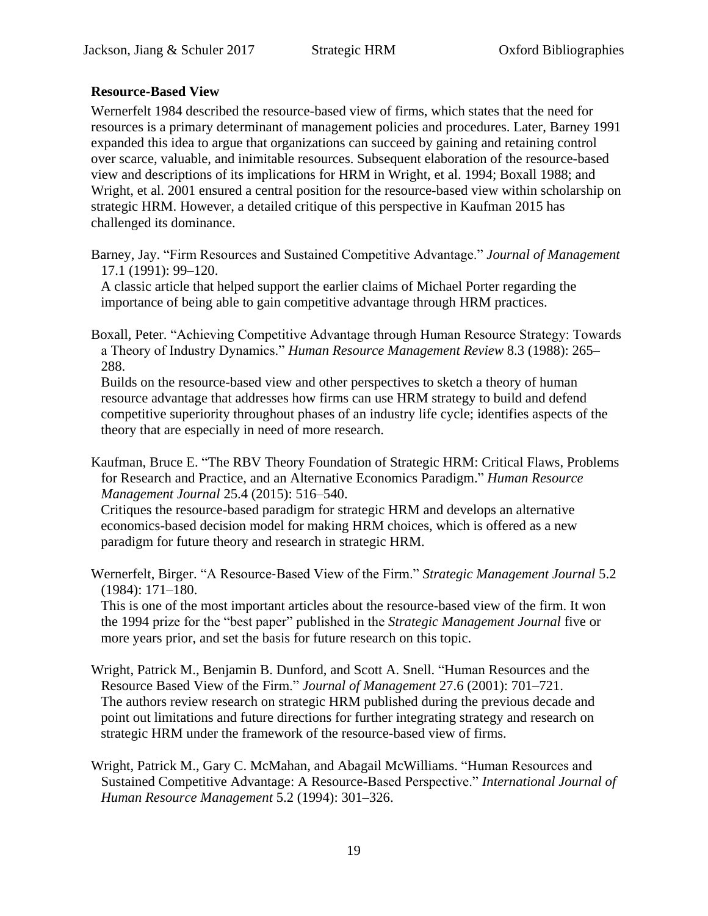### Resource-Based View

Wernerfelt 1984 described the resource-based view of firms, which states that the need for resources is a primary determinant of management policies and procedures. Later, Barney 1991 expanded this idea to argue that organizations can succeed by gaining and retaining control over scarce, valuable, and inimitable resources. Subsequent elaboration of the resource-based view and descriptions of its implications for HRM in Wright, et al. 1994; Boxall 1988; and Wright, et al. 2001 ensured a central position for the resource-based view within scholarship on strategic HRM. However, a detailed critique of this perspective in Kaufman 2015 has challenged its dominance.

Barney, Jay. "Firm Resources and Sustained Competitive Advantage." *Journal of Management* 17.1 (1991): 99–120.
A classic article that helped support the earlier claims of Michael Porter regarding the importance of being able to gain competitive advantage through HRM practices.

Boxall, Peter. "Achieving Competitive Advantage through Human Resource Strategy: Towards a Theory of Industry Dynamics." *Human Resource Management Review* 8.3 (1988): 265–288.
Builds on the resource-based view and other perspectives to sketch a theory of human resource advantage that addresses how firms can use HRM strategy to build and defend competitive superiority throughout phases of an industry life cycle; identifies aspects of the theory that are especially in need of more research.

Kaufman, Bruce E. "The RBV Theory Foundation of Strategic HRM: Critical Flaws, Problems for Research and Practice, and an Alternative Economics Paradigm." *Human Resource Management Journal* 25.4 (2015): 516–540.
Critiques the resource-based paradigm for strategic HRM and develops an alternative economics-based decision model for making HRM choices, which is offered as a new paradigm for future theory and research in strategic HRM.

Wernerfelt, Birger. "A Resource-Based View of the Firm." *Strategic Management Journal* 5.2 (1984): 171–180.
This is one of the most important articles about the resource-based view of the firm. It won the 1994 prize for the "best paper" published in the *Strategic Management Journal* five or more years prior, and set the basis for future research on this topic.

Wright, Patrick M., Benjamin B. Dunford, and Scott A. Snell. "Human Resources and the Resource Based View of the Firm." *Journal of Management* 27.6 (2001): 701–721.
The authors review research on strategic HRM published during the previous decade and point out limitations and future directions for further integrating strategy and research on strategic HRM under the framework of the resource-based view of firms.

Wright, Patrick M., Gary C. McMahan, and Abagail McWilliams. "Human Resources and Sustained Competitive Advantage: A Resource-Based Perspective." *International Journal of Human Resource Management* 5.2 (1994): 301–326.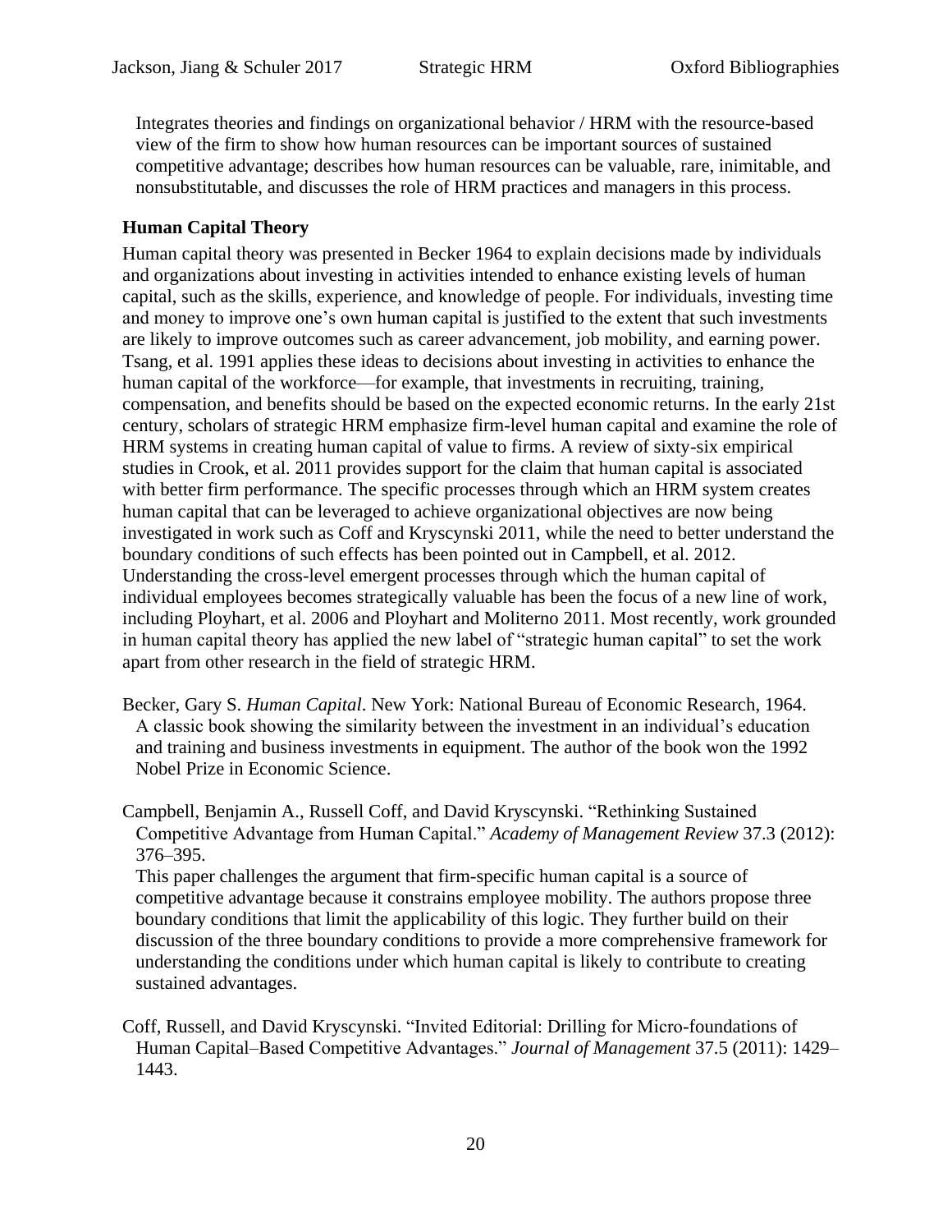Integrates theories and findings on organizational behavior / HRM with the resource-based view of the firm to show how human resources can be important sources of sustained competitive advantage; describes how human resources can be valuable, rare, inimitable, and nonsubstitutable, and discusses the role of HRM practices and managers in this process.

### Human Capital Theory

Human capital theory was presented in Becker 1964 to explain decisions made by individuals and organizations about investing in activities intended to enhance existing levels of human capital, such as the skills, experience, and knowledge of people. For individuals, investing time and money to improve one's own human capital is justified to the extent that such investments are likely to improve outcomes such as career advancement, job mobility, and earning power. Tsang, et al. 1991 applies these ideas to decisions about investing in activities to enhance the human capital of the workforce—for example, that investments in recruiting, training, compensation, and benefits should be based on the expected economic returns. In the early 21st century, scholars of strategic HRM emphasize firm-level human capital and examine the role of HRM systems in creating human capital of value to firms. A review of sixty-six empirical studies in Crook, et al. 2011 provides support for the claim that human capital is associated with better firm performance. The specific processes through which an HRM system creates human capital that can be leveraged to achieve organizational objectives are now being investigated in work such as Coff and Kryscynski 2011, while the need to better understand the boundary conditions of such effects has been pointed out in Campbell, et al. 2012. Understanding the cross-level emergent processes through which the human capital of individual employees becomes strategically valuable has been the focus of a new line of work, including Ployhart, et al. 2006 and Ployhart and Moliterno 2011. Most recently, work grounded in human capital theory has applied the new label of "strategic human capital" to set the work apart from other research in the field of strategic HRM.

Becker, Gary S. *Human Capital*. New York: National Bureau of Economic Research, 1964.
A classic book showing the similarity between the investment in an individual's education and training and business investments in equipment. The author of the book won the 1992 Nobel Prize in Economic Science.

Campbell, Benjamin A., Russell Coff, and David Kryscynski. "Rethinking Sustained Competitive Advantage from Human Capital." *Academy of Management Review* 37.3 (2012): 376–395.
This paper challenges the argument that firm-specific human capital is a source of competitive advantage because it constrains employee mobility. The authors propose three boundary conditions that limit the applicability of this logic. They further build on their discussion of the three boundary conditions to provide a more comprehensive framework for understanding the conditions under which human capital is likely to contribute to creating sustained advantages.

Coff, Russell, and David Kryscynski. "Invited Editorial: Drilling for Micro-foundations of Human Capital–Based Competitive Advantages." *Journal of Management* 37.5 (2011): 1429–1443.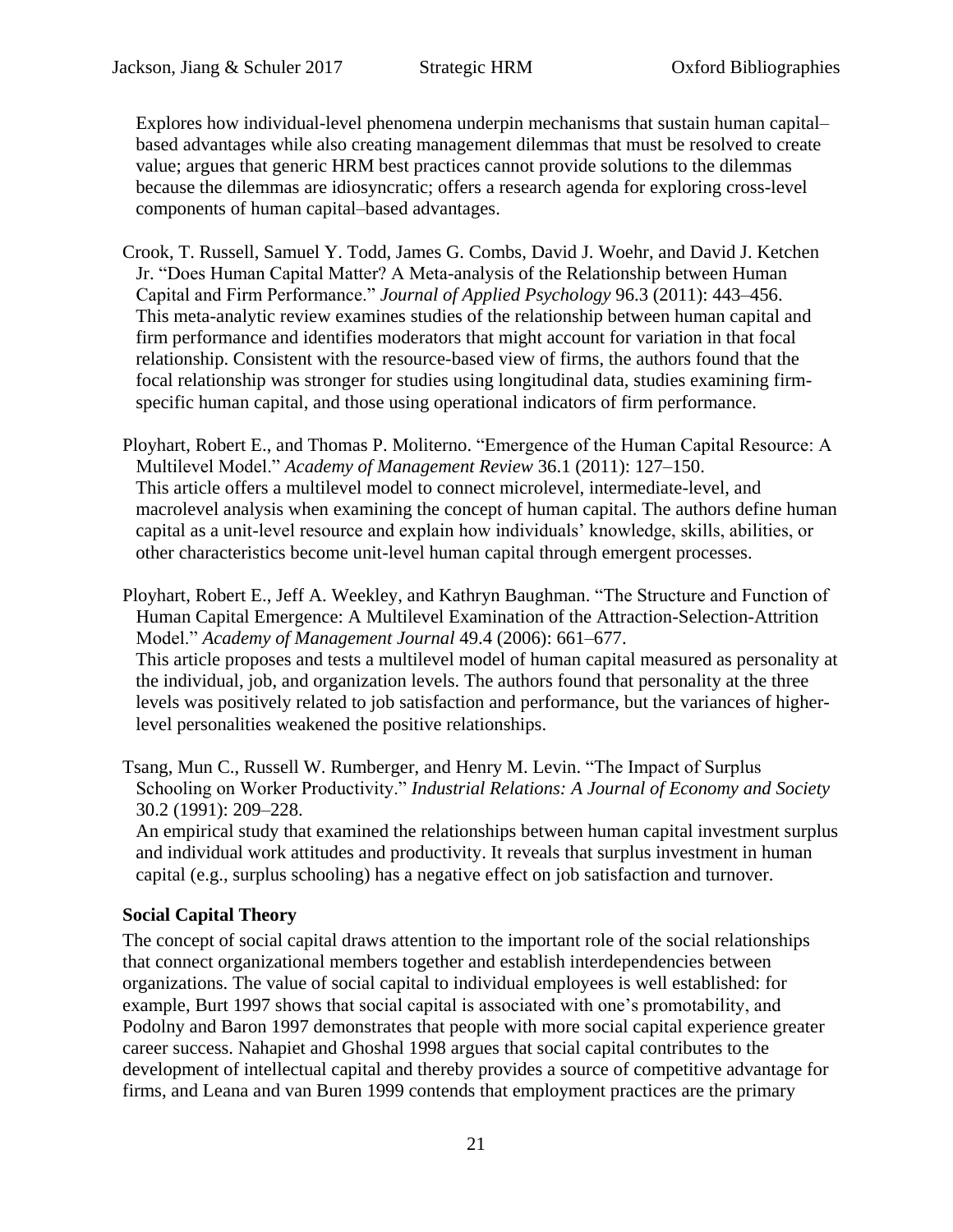Explores how individual-level phenomena underpin mechanisms that sustain human capital–based advantages while also creating management dilemmas that must be resolved to create value; argues that generic HRM best practices cannot provide solutions to the dilemmas because the dilemmas are idiosyncratic; offers a research agenda for exploring cross-level components of human capital–based advantages.

Crook, T. Russell, Samuel Y. Todd, James G. Combs, David J. Woehr, and David J. Ketchen Jr. "Does Human Capital Matter? A Meta-analysis of the Relationship between Human Capital and Firm Performance." *Journal of Applied Psychology* 96.3 (2011): 443–456.
This meta-analytic review examines studies of the relationship between human capital and firm performance and identifies moderators that might account for variation in that focal relationship. Consistent with the resource-based view of firms, the authors found that the focal relationship was stronger for studies using longitudinal data, studies examining firm-specific human capital, and those using operational indicators of firm performance.

Ployhart, Robert E., and Thomas P. Moliterno. "Emergence of the Human Capital Resource: A Multilevel Model." *Academy of Management Review* 36.1 (2011): 127–150.
This article offers a multilevel model to connect microlevel, intermediate-level, and macrolevel analysis when examining the concept of human capital. The authors define human capital as a unit-level resource and explain how individuals' knowledge, skills, abilities, or other characteristics become unit-level human capital through emergent processes.

Ployhart, Robert E., Jeff A. Weekley, and Kathryn Baughman. "The Structure and Function of Human Capital Emergence: A Multilevel Examination of the Attraction-Selection-Attrition Model." *Academy of Management Journal* 49.4 (2006): 661–677.
This article proposes and tests a multilevel model of human capital measured as personality at the individual, job, and organization levels. The authors found that personality at the three levels was positively related to job satisfaction and performance, but the variances of higher-level personalities weakened the positive relationships.

Tsang, Mun C., Russell W. Rumberger, and Henry M. Levin. "The Impact of Surplus Schooling on Worker Productivity." *Industrial Relations: A Journal of Economy and Society* 30.2 (1991): 209–228.
An empirical study that examined the relationships between human capital investment surplus and individual work attitudes and productivity. It reveals that surplus investment in human capital (e.g., surplus schooling) has a negative effect on job satisfaction and turnover.

### Social Capital Theory

The concept of social capital draws attention to the important role of the social relationships that connect organizational members together and establish interdependencies between organizations. The value of social capital to individual employees is well established: for example, Burt 1997 shows that social capital is associated with one's promotability, and Podolny and Baron 1997 demonstrates that people with more social capital experience greater career success. Nahapiet and Ghoshal 1998 argues that social capital contributes to the development of intellectual capital and thereby provides a source of competitive advantage for firms, and Leana and van Buren 1999 contends that employment practices are the primary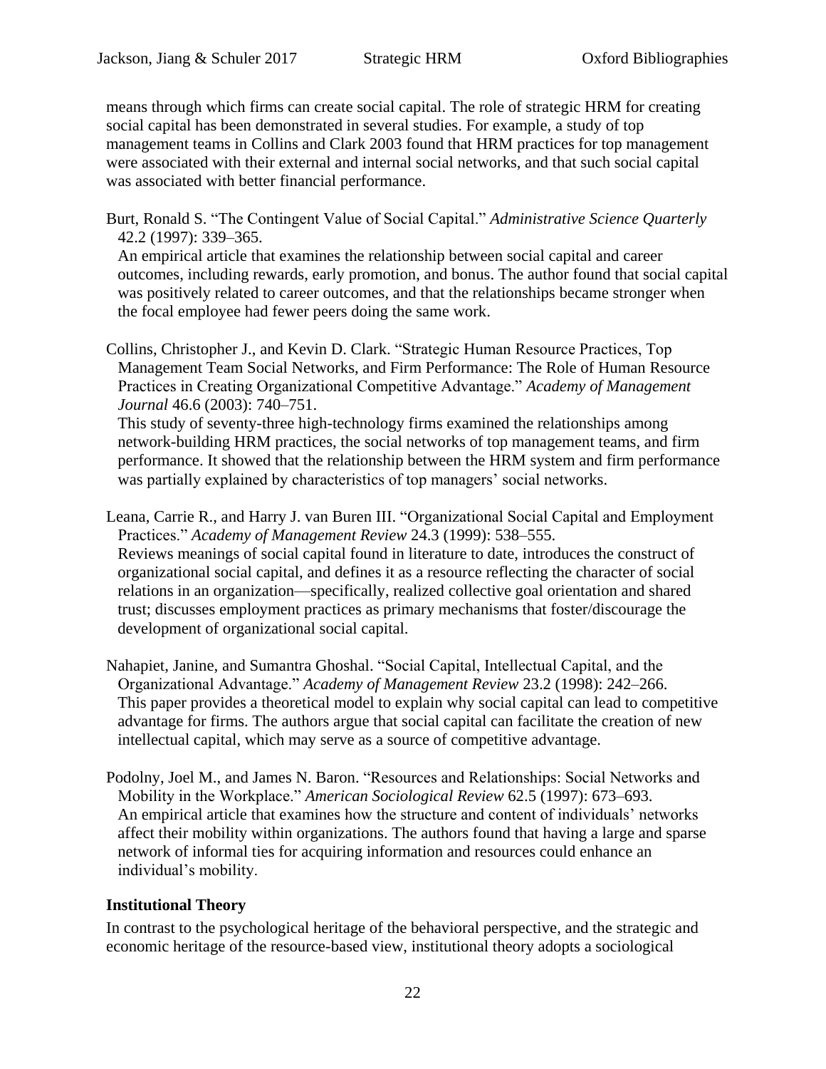means through which firms can create social capital. The role of strategic HRM for creating social capital has been demonstrated in several studies. For example, a study of top management teams in Collins and Clark 2003 found that HRM practices for top management were associated with their external and internal social networks, and that such social capital was associated with better financial performance.

Burt, Ronald S. "The Contingent Value of Social Capital." *Administrative Science Quarterly* 42.2 (1997): 339–365.
An empirical article that examines the relationship between social capital and career outcomes, including rewards, early promotion, and bonus. The author found that social capital was positively related to career outcomes, and that the relationships became stronger when the focal employee had fewer peers doing the same work.

Collins, Christopher J., and Kevin D. Clark. "Strategic Human Resource Practices, Top Management Team Social Networks, and Firm Performance: The Role of Human Resource Practices in Creating Organizational Competitive Advantage." *Academy of Management Journal* 46.6 (2003): 740–751.
This study of seventy-three high-technology firms examined the relationships among network-building HRM practices, the social networks of top management teams, and firm performance. It showed that the relationship between the HRM system and firm performance was partially explained by characteristics of top managers' social networks.

Leana, Carrie R., and Harry J. van Buren III. "Organizational Social Capital and Employment Practices." *Academy of Management Review* 24.3 (1999): 538–555.
Reviews meanings of social capital found in literature to date, introduces the construct of organizational social capital, and defines it as a resource reflecting the character of social relations in an organization—specifically, realized collective goal orientation and shared trust; discusses employment practices as primary mechanisms that foster/discourage the development of organizational social capital.

Nahapiet, Janine, and Sumantra Ghoshal. "Social Capital, Intellectual Capital, and the Organizational Advantage." *Academy of Management Review* 23.2 (1998): 242–266.
This paper provides a theoretical model to explain why social capital can lead to competitive advantage for firms. The authors argue that social capital can facilitate the creation of new intellectual capital, which may serve as a source of competitive advantage.

Podolny, Joel M., and James N. Baron. "Resources and Relationships: Social Networks and Mobility in the Workplace." *American Sociological Review* 62.5 (1997): 673–693.
An empirical article that examines how the structure and content of individuals' networks affect their mobility within organizations. The authors found that having a large and sparse network of informal ties for acquiring information and resources could enhance an individual's mobility.

### Institutional Theory

In contrast to the psychological heritage of the behavioral perspective, and the strategic and economic heritage of the resource-based view, institutional theory adopts a sociological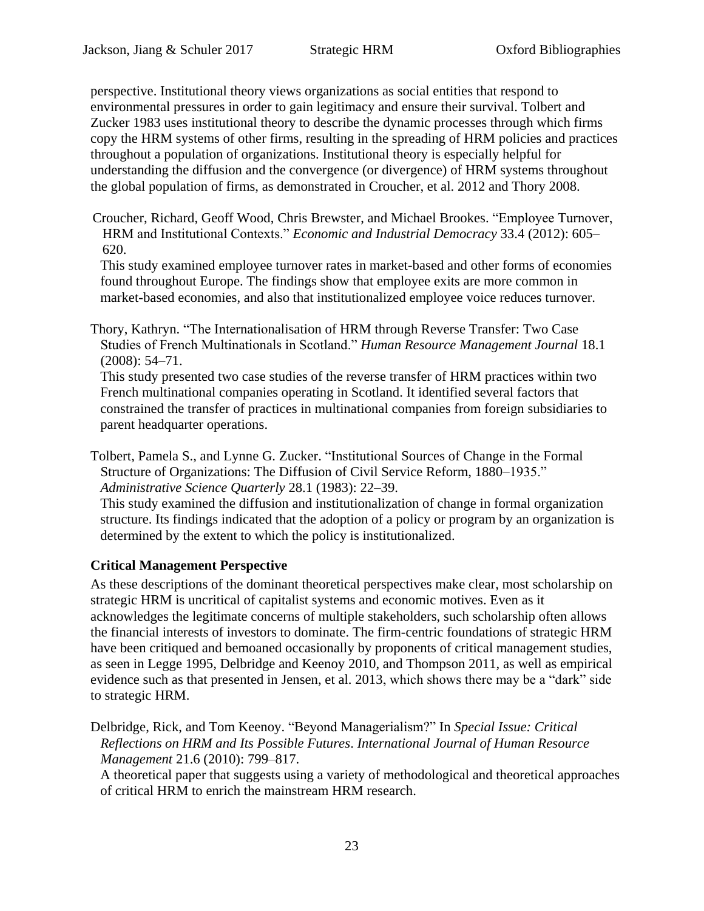perspective. Institutional theory views organizations as social entities that respond to environmental pressures in order to gain legitimacy and ensure their survival. Tolbert and Zucker 1983 uses institutional theory to describe the dynamic processes through which firms copy the HRM systems of other firms, resulting in the spreading of HRM policies and practices throughout a population of organizations. Institutional theory is especially helpful for understanding the diffusion and the convergence (or divergence) of HRM systems throughout the global population of firms, as demonstrated in Croucher, et al. 2012 and Thory 2008.

Croucher, Richard, Geoff Wood, Chris Brewster, and Michael Brookes. "Employee Turnover, HRM and Institutional Contexts." *Economic and Industrial Democracy* 33.4 (2012): 605–620.

This study examined employee turnover rates in market-based and other forms of economies found throughout Europe. The findings show that employee exits are more common in market-based economies, and also that institutionalized employee voice reduces turnover.

Thory, Kathryn. "The Internationalisation of HRM through Reverse Transfer: Two Case Studies of French Multinationals in Scotland." *Human Resource Management Journal* 18.1 (2008): 54–71.

This study presented two case studies of the reverse transfer of HRM practices within two French multinational companies operating in Scotland. It identified several factors that constrained the transfer of practices in multinational companies from foreign subsidiaries to parent headquarter operations.

Tolbert, Pamela S., and Lynne G. Zucker. "Institutional Sources of Change in the Formal Structure of Organizations: The Diffusion of Civil Service Reform, 1880–1935." *Administrative Science Quarterly* 28.1 (1983): 22–39.

This study examined the diffusion and institutionalization of change in formal organization structure. Its findings indicated that the adoption of a policy or program by an organization is determined by the extent to which the policy is institutionalized.

### Critical Management Perspective

As these descriptions of the dominant theoretical perspectives make clear, most scholarship on strategic HRM is uncritical of capitalist systems and economic motives. Even as it acknowledges the legitimate concerns of multiple stakeholders, such scholarship often allows the financial interests of investors to dominate. The firm-centric foundations of strategic HRM have been critiqued and bemoaned occasionally by proponents of critical management studies, as seen in Legge 1995, Delbridge and Keenoy 2010, and Thompson 2011, as well as empirical evidence such as that presented in Jensen, et al. 2013, which shows there may be a "dark" side to strategic HRM.

Delbridge, Rick, and Tom Keenoy. "Beyond Managerialism?" In *Special Issue: Critical Reflections on HRM and Its Possible Futures*. *International Journal of Human Resource Management* 21.6 (2010): 799–817.

A theoretical paper that suggests using a variety of methodological and theoretical approaches of critical HRM to enrich the mainstream HRM research.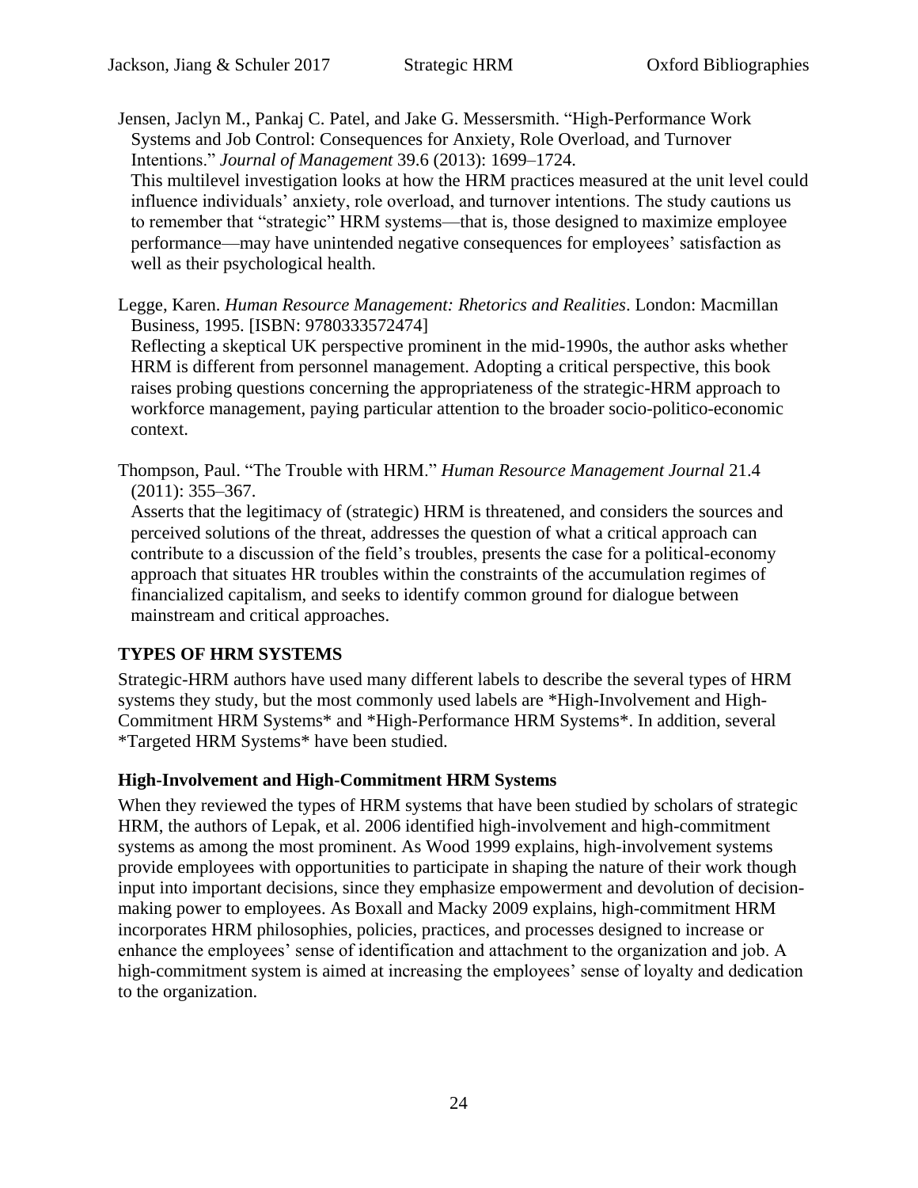Jensen, Jaclyn M., Pankaj C. Patel, and Jake G. Messersmith. "High-Performance Work Systems and Job Control: Consequences for Anxiety, Role Overload, and Turnover Intentions." *Journal of Management* 39.6 (2013): 1699–1724.

This multilevel investigation looks at how the HRM practices measured at the unit level could influence individuals' anxiety, role overload, and turnover intentions. The study cautions us to remember that "strategic" HRM systems—that is, those designed to maximize employee performance—may have unintended negative consequences for employees' satisfaction as well as their psychological health.

Legge, Karen. *Human Resource Management: Rhetorics and Realities*. London: Macmillan Business, 1995. [ISBN: 9780333572474]

Reflecting a skeptical UK perspective prominent in the mid-1990s, the author asks whether HRM is different from personnel management. Adopting a critical perspective, this book raises probing questions concerning the appropriateness of the strategic-HRM approach to workforce management, paying particular attention to the broader socio-politico-economic context.

Thompson, Paul. "The Trouble with HRM." *Human Resource Management Journal* 21.4 (2011): 355–367.

Asserts that the legitimacy of (strategic) HRM is threatened, and considers the sources and perceived solutions of the threat, addresses the question of what a critical approach can contribute to a discussion of the field's troubles, presents the case for a political-economy approach that situates HR troubles within the constraints of the accumulation regimes of financialized capitalism, and seeks to identify common ground for dialogue between mainstream and critical approaches.

## TYPES OF HRM SYSTEMS

Strategic-HRM authors have used many different labels to describe the several types of HRM systems they study, but the most commonly used labels are *High-Involvement and High-Commitment HRM Systems* and *High-Performance HRM Systems*. In addition, several *Targeted HRM Systems* have been studied.

### High-Involvement and High-Commitment HRM Systems

When they reviewed the types of HRM systems that have been studied by scholars of strategic HRM, the authors of Lepak, et al. 2006 identified high-involvement and high-commitment systems as among the most prominent. As Wood 1999 explains, high-involvement systems provide employees with opportunities to participate in shaping the nature of their work though input into important decisions, since they emphasize empowerment and devolution of decision-making power to employees. As Boxall and Macky 2009 explains, high-commitment HRM incorporates HRM philosophies, policies, practices, and processes designed to increase or enhance the employees' sense of identification and attachment to the organization and job. A high-commitment system is aimed at increasing the employees' sense of loyalty and dedication to the organization.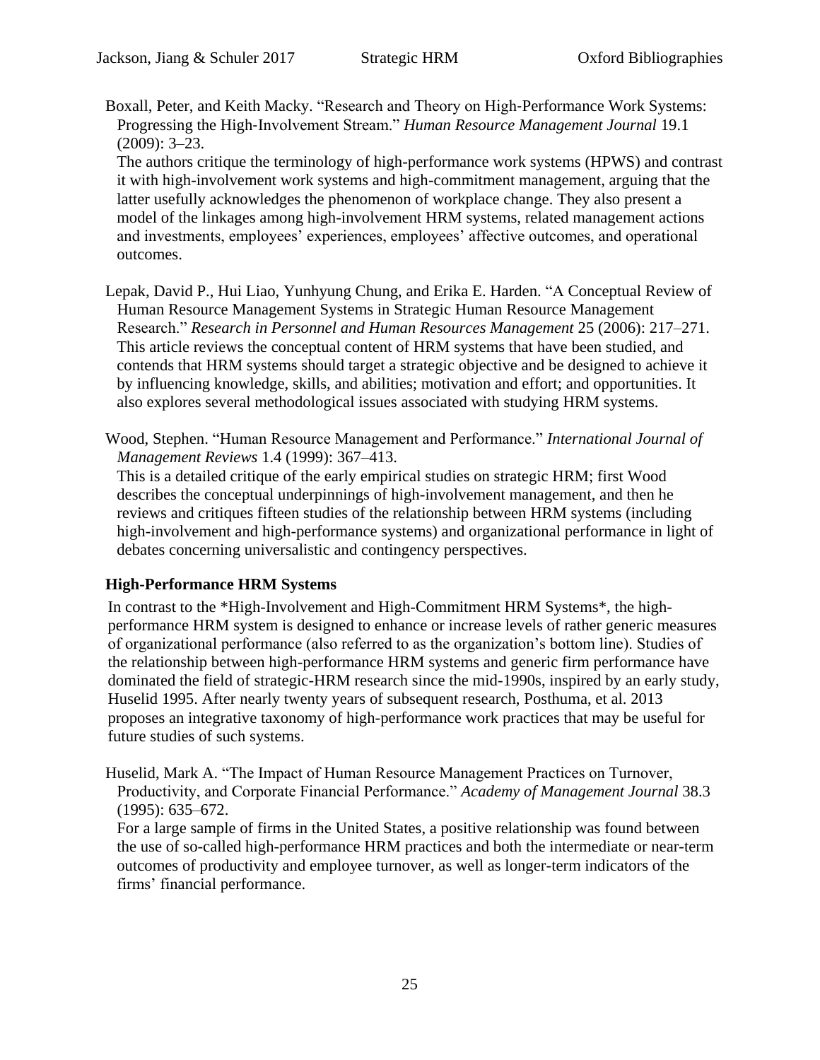Boxall, Peter, and Keith Macky. "Research and Theory on High-Performance Work Systems: Progressing the High-Involvement Stream." *Human Resource Management Journal* 19.1 (2009): 3–23.
The authors critique the terminology of high-performance work systems (HPWS) and contrast it with high-involvement work systems and high-commitment management, arguing that the latter usefully acknowledges the phenomenon of workplace change. They also present a model of the linkages among high-involvement HRM systems, related management actions and investments, employees' experiences, employees' affective outcomes, and operational outcomes.

Lepak, David P., Hui Liao, Yunhyung Chung, and Erika E. Harden. "A Conceptual Review of Human Resource Management Systems in Strategic Human Resource Management Research." *Research in Personnel and Human Resources Management* 25 (2006): 217–271.
This article reviews the conceptual content of HRM systems that have been studied, and contends that HRM systems should target a strategic objective and be designed to achieve it by influencing knowledge, skills, and abilities; motivation and effort; and opportunities. It also explores several methodological issues associated with studying HRM systems.

Wood, Stephen. "Human Resource Management and Performance." *International Journal of Management Reviews* 1.4 (1999): 367–413.
This is a detailed critique of the early empirical studies on strategic HRM; first Wood describes the conceptual underpinnings of high-involvement management, and then he reviews and critiques fifteen studies of the relationship between HRM systems (including high-involvement and high-performance systems) and organizational performance in light of debates concerning universalistic and contingency perspectives.

## High-Performance HRM Systems

In contrast to the *High-Involvement and High-Commitment HRM Systems*, the high-performance HRM system is designed to enhance or increase levels of rather generic measures of organizational performance (also referred to as the organization's bottom line). Studies of the relationship between high-performance HRM systems and generic firm performance have dominated the field of strategic-HRM research since the mid-1990s, inspired by an early study, Huselid 1995. After nearly twenty years of subsequent research, Posthuma, et al. 2013 proposes an integrative taxonomy of high-performance work practices that may be useful for future studies of such systems.

Huselid, Mark A. "The Impact of Human Resource Management Practices on Turnover, Productivity, and Corporate Financial Performance." *Academy of Management Journal* 38.3 (1995): 635–672.
For a large sample of firms in the United States, a positive relationship was found between the use of so-called high-performance HRM practices and both the intermediate or near-term outcomes of productivity and employee turnover, as well as longer-term indicators of the firms' financial performance.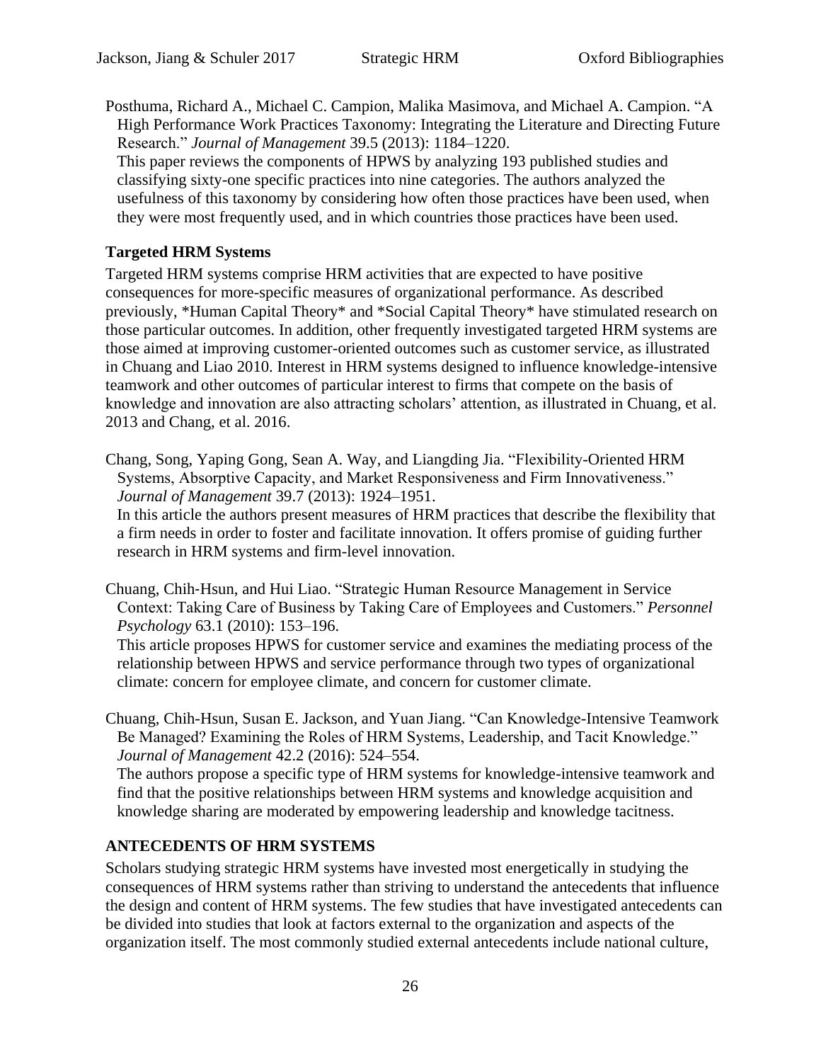Posthuma, Richard A., Michael C. Campion, Malika Masimova, and Michael A. Campion. "A High Performance Work Practices Taxonomy: Integrating the Literature and Directing Future Research." *Journal of Management* 39.5 (2013): 1184–1220.

This paper reviews the components of HPWS by analyzing 193 published studies and classifying sixty-one specific practices into nine categories. The authors analyzed the usefulness of this taxonomy by considering how often those practices have been used, when they were most frequently used, and in which countries those practices have been used.

### Targeted HRM Systems

Targeted HRM systems comprise HRM activities that are expected to have positive consequences for more-specific measures of organizational performance. As described previously, *Human Capital Theory* and *Social Capital Theory* have stimulated research on those particular outcomes. In addition, other frequently investigated targeted HRM systems are those aimed at improving customer-oriented outcomes such as customer service, as illustrated in Chuang and Liao 2010. Interest in HRM systems designed to influence knowledge-intensive teamwork and other outcomes of particular interest to firms that compete on the basis of knowledge and innovation are also attracting scholars' attention, as illustrated in Chuang, et al. 2013 and Chang, et al. 2016.

Chang, Song, Yaping Gong, Sean A. Way, and Liangding Jia. "Flexibility-Oriented HRM Systems, Absorptive Capacity, and Market Responsiveness and Firm Innovativeness." *Journal of Management* 39.7 (2013): 1924–1951.

In this article the authors present measures of HRM practices that describe the flexibility that a firm needs in order to foster and facilitate innovation. It offers promise of guiding further research in HRM systems and firm-level innovation.

Chuang, Chih-Hsun, and Hui Liao. "Strategic Human Resource Management in Service Context: Taking Care of Business by Taking Care of Employees and Customers." *Personnel Psychology* 63.1 (2010): 153–196.

This article proposes HPWS for customer service and examines the mediating process of the relationship between HPWS and service performance through two types of organizational climate: concern for employee climate, and concern for customer climate.

Chuang, Chih-Hsun, Susan E. Jackson, and Yuan Jiang. "Can Knowledge-Intensive Teamwork Be Managed? Examining the Roles of HRM Systems, Leadership, and Tacit Knowledge." *Journal of Management* 42.2 (2016): 524–554.

The authors propose a specific type of HRM systems for knowledge-intensive teamwork and find that the positive relationships between HRM systems and knowledge acquisition and knowledge sharing are moderated by empowering leadership and knowledge tacitness.

## ANTECEDENTS OF HRM SYSTEMS

Scholars studying strategic HRM systems have invested most energetically in studying the consequences of HRM systems rather than striving to understand the antecedents that influence the design and content of HRM systems. The few studies that have investigated antecedents can be divided into studies that look at factors external to the organization and aspects of the organization itself. The most commonly studied external antecedents include national culture,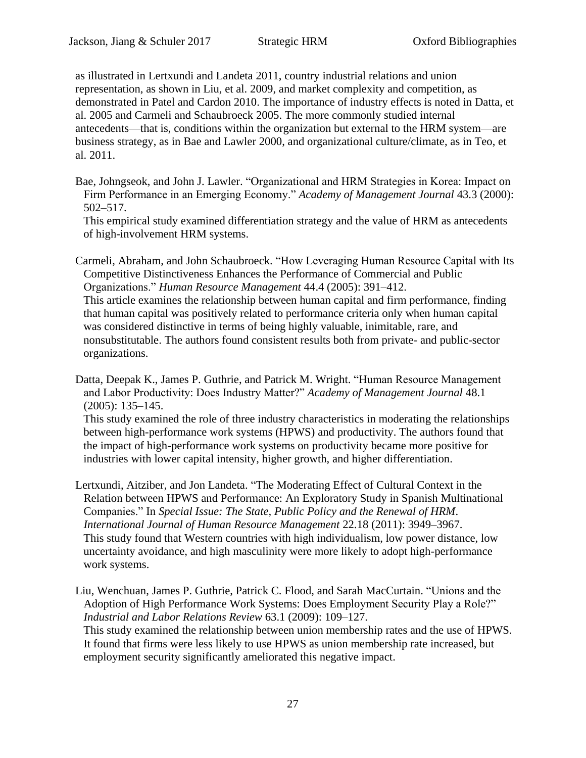as illustrated in Lertxundi and Landeta 2011, country industrial relations and union representation, as shown in Liu, et al. 2009, and market complexity and competition, as demonstrated in Patel and Cardon 2010. The importance of industry effects is noted in Datta, et al. 2005 and Carmeli and Schaubroeck 2005. The more commonly studied internal antecedents—that is, conditions within the organization but external to the HRM system—are business strategy, as in Bae and Lawler 2000, and organizational culture/climate, as in Teo, et al. 2011.

Bae, Johngseok, and John J. Lawler. "Organizational and HRM Strategies in Korea: Impact on Firm Performance in an Emerging Economy." *Academy of Management Journal* 43.3 (2000): 502–517.
This empirical study examined differentiation strategy and the value of HRM as antecedents of high-involvement HRM systems.

Carmeli, Abraham, and John Schaubroeck. "How Leveraging Human Resource Capital with Its Competitive Distinctiveness Enhances the Performance of Commercial and Public Organizations." *Human Resource Management* 44.4 (2005): 391–412.
This article examines the relationship between human capital and firm performance, finding that human capital was positively related to performance criteria only when human capital was considered distinctive in terms of being highly valuable, inimitable, rare, and nonsubstitutable. The authors found consistent results both from private- and public-sector organizations.

Datta, Deepak K., James P. Guthrie, and Patrick M. Wright. "Human Resource Management and Labor Productivity: Does Industry Matter?" *Academy of Management Journal* 48.1 (2005): 135–145.
This study examined the role of three industry characteristics in moderating the relationships between high-performance work systems (HPWS) and productivity. The authors found that the impact of high-performance work systems on productivity became more positive for industries with lower capital intensity, higher growth, and higher differentiation.

Lertxundi, Aitziber, and Jon Landeta. "The Moderating Effect of Cultural Context in the Relation between HPWS and Performance: An Exploratory Study in Spanish Multinational Companies." In *Special Issue: The State, Public Policy and the Renewal of HRM*. *International Journal of Human Resource Management* 22.18 (2011): 3949–3967.
This study found that Western countries with high individualism, low power distance, low uncertainty avoidance, and high masculinity were more likely to adopt high-performance work systems.

Liu, Wenchuan, James P. Guthrie, Patrick C. Flood, and Sarah MacCurtain. "Unions and the Adoption of High Performance Work Systems: Does Employment Security Play a Role?" *Industrial and Labor Relations Review* 63.1 (2009): 109–127.
This study examined the relationship between union membership rates and the use of HPWS. It found that firms were less likely to use HPWS as union membership rate increased, but employment security significantly ameliorated this negative impact.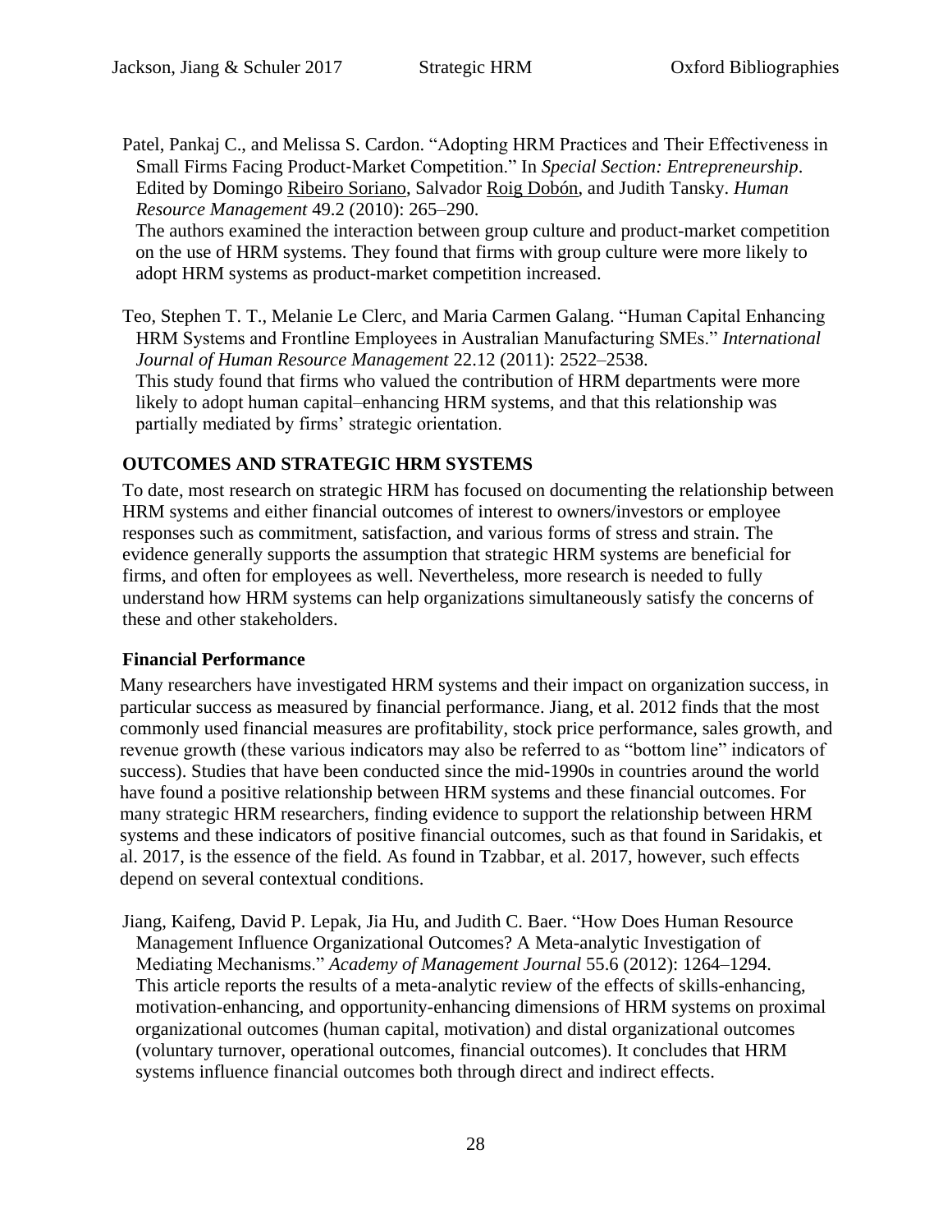Patel, Pankaj C., and Melissa S. Cardon. "Adopting HRM Practices and Their Effectiveness in Small Firms Facing Product-Market Competition." In *Special Section: Entrepreneurship*. Edited by Domingo Ribeiro Soriano, Salvador Roig Dobón, and Judith Tansky. *Human Resource Management* 49.2 (2010): 265–290.
The authors examined the interaction between group culture and product-market competition on the use of HRM systems. They found that firms with group culture were more likely to adopt HRM systems as product-market competition increased.

Teo, Stephen T. T., Melanie Le Clerc, and Maria Carmen Galang. "Human Capital Enhancing HRM Systems and Frontline Employees in Australian Manufacturing SMEs." *International Journal of Human Resource Management* 22.12 (2011): 2522–2538.
This study found that firms who valued the contribution of HRM departments were more likely to adopt human capital–enhancing HRM systems, and that this relationship was partially mediated by firms' strategic orientation.

## OUTCOMES AND STRATEGIC HRM SYSTEMS

To date, most research on strategic HRM has focused on documenting the relationship between HRM systems and either financial outcomes of interest to owners/investors or employee responses such as commitment, satisfaction, and various forms of stress and strain. The evidence generally supports the assumption that strategic HRM systems are beneficial for firms, and often for employees as well. Nevertheless, more research is needed to fully understand how HRM systems can help organizations simultaneously satisfy the concerns of these and other stakeholders.

### Financial Performance

Many researchers have investigated HRM systems and their impact on organization success, in particular success as measured by financial performance. Jiang, et al. 2012 finds that the most commonly used financial measures are profitability, stock price performance, sales growth, and revenue growth (these various indicators may also be referred to as "bottom line" indicators of success). Studies that have been conducted since the mid-1990s in countries around the world have found a positive relationship between HRM systems and these financial outcomes. For many strategic HRM researchers, finding evidence to support the relationship between HRM systems and these indicators of positive financial outcomes, such as that found in Saridakis, et al. 2017, is the essence of the field. As found in Tzabbar, et al. 2017, however, such effects depend on several contextual conditions.

Jiang, Kaifeng, David P. Lepak, Jia Hu, and Judith C. Baer. "How Does Human Resource Management Influence Organizational Outcomes? A Meta-analytic Investigation of Mediating Mechanisms." *Academy of Management Journal* 55.6 (2012): 1264–1294.
This article reports the results of a meta-analytic review of the effects of skills-enhancing, motivation-enhancing, and opportunity-enhancing dimensions of HRM systems on proximal organizational outcomes (human capital, motivation) and distal organizational outcomes (voluntary turnover, operational outcomes, financial outcomes). It concludes that HRM systems influence financial outcomes both through direct and indirect effects.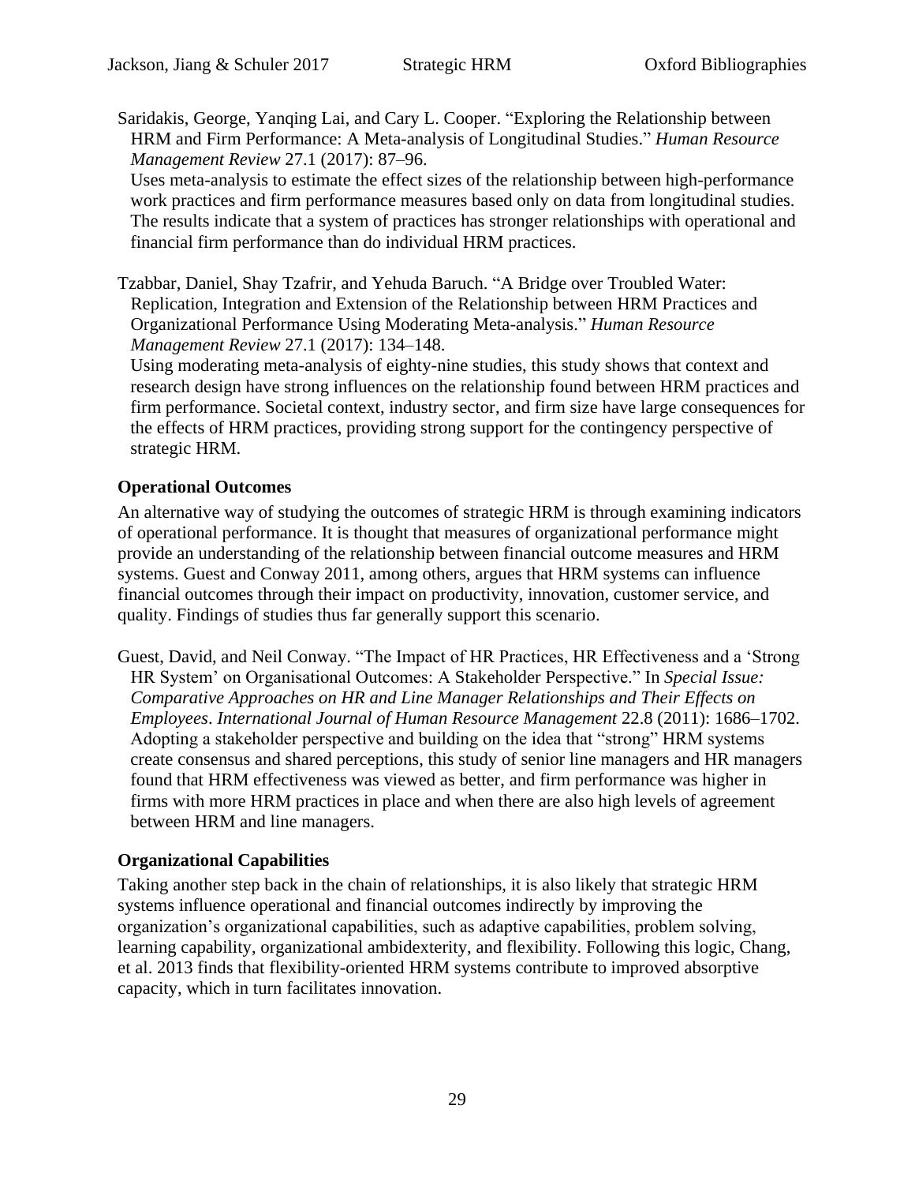Saridakis, George, Yanqing Lai, and Cary L. Cooper. "Exploring the Relationship between HRM and Firm Performance: A Meta-analysis of Longitudinal Studies." *Human Resource Management Review* 27.1 (2017): 87–96.

Uses meta-analysis to estimate the effect sizes of the relationship between high-performance work practices and firm performance measures based only on data from longitudinal studies. The results indicate that a system of practices has stronger relationships with operational and financial firm performance than do individual HRM practices.

Tzabbar, Daniel, Shay Tzafrir, and Yehuda Baruch. "A Bridge over Troubled Water: Replication, Integration and Extension of the Relationship between HRM Practices and Organizational Performance Using Moderating Meta-analysis." *Human Resource Management Review* 27.1 (2017): 134–148.

Using moderating meta-analysis of eighty-nine studies, this study shows that context and research design have strong influences on the relationship found between HRM practices and firm performance. Societal context, industry sector, and firm size have large consequences for the effects of HRM practices, providing strong support for the contingency perspective of strategic HRM.

### Operational Outcomes

An alternative way of studying the outcomes of strategic HRM is through examining indicators of operational performance. It is thought that measures of organizational performance might provide an understanding of the relationship between financial outcome measures and HRM systems. Guest and Conway 2011, among others, argues that HRM systems can influence financial outcomes through their impact on productivity, innovation, customer service, and quality. Findings of studies thus far generally support this scenario.

Guest, David, and Neil Conway. "The Impact of HR Practices, HR Effectiveness and a 'Strong HR System' on Organisational Outcomes: A Stakeholder Perspective." In *Special Issue: Comparative Approaches on HR and Line Manager Relationships and Their Effects on Employees*. *International Journal of Human Resource Management* 22.8 (2011): 1686–1702.

Adopting a stakeholder perspective and building on the idea that "strong" HRM systems create consensus and shared perceptions, this study of senior line managers and HR managers found that HRM effectiveness was viewed as better, and firm performance was higher in firms with more HRM practices in place and when there are also high levels of agreement between HRM and line managers.

### Organizational Capabilities

Taking another step back in the chain of relationships, it is also likely that strategic HRM systems influence operational and financial outcomes indirectly by improving the organization's organizational capabilities, such as adaptive capabilities, problem solving, learning capability, organizational ambidexterity, and flexibility. Following this logic, Chang, et al. 2013 finds that flexibility-oriented HRM systems contribute to improved absorptive capacity, which in turn facilitates innovation.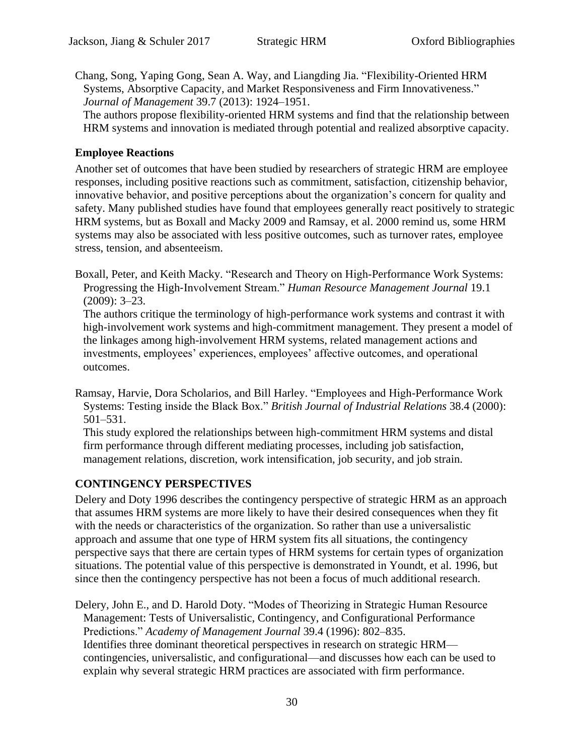Chang, Song, Yaping Gong, Sean A. Way, and Liangding Jia. "Flexibility-Oriented HRM Systems, Absorptive Capacity, and Market Responsiveness and Firm Innovativeness." *Journal of Management* 39.7 (2013): 1924–1951.
The authors propose flexibility-oriented HRM systems and find that the relationship between HRM systems and innovation is mediated through potential and realized absorptive capacity.

### Employee Reactions

Another set of outcomes that have been studied by researchers of strategic HRM are employee responses, including positive reactions such as commitment, satisfaction, citizenship behavior, innovative behavior, and positive perceptions about the organization's concern for quality and safety. Many published studies have found that employees generally react positively to strategic HRM systems, but as Boxall and Macky 2009 and Ramsay, et al. 2000 remind us, some HRM systems may also be associated with less positive outcomes, such as turnover rates, employee stress, tension, and absenteeism.

Boxall, Peter, and Keith Macky. "Research and Theory on High-Performance Work Systems: Progressing the High-Involvement Stream." *Human Resource Management Journal* 19.1 (2009): 3–23.
The authors critique the terminology of high-performance work systems and contrast it with high-involvement work systems and high-commitment management. They present a model of the linkages among high-involvement HRM systems, related management actions and investments, employees' experiences, employees' affective outcomes, and operational outcomes.

Ramsay, Harvie, Dora Scholarios, and Bill Harley. "Employees and High-Performance Work Systems: Testing inside the Black Box." *British Journal of Industrial Relations* 38.4 (2000): 501–531.
This study explored the relationships between high-commitment HRM systems and distal firm performance through different mediating processes, including job satisfaction, management relations, discretion, work intensification, job security, and job strain.

## CONTINGENCY PERSPECTIVES

Delery and Doty 1996 describes the contingency perspective of strategic HRM as an approach that assumes HRM systems are more likely to have their desired consequences when they fit with the needs or characteristics of the organization. So rather than use a universalistic approach and assume that one type of HRM system fits all situations, the contingency perspective says that there are certain types of HRM systems for certain types of organization situations. The potential value of this perspective is demonstrated in Youndt, et al. 1996, but since then the contingency perspective has not been a focus of much additional research.

Delery, John E., and D. Harold Doty. "Modes of Theorizing in Strategic Human Resource Management: Tests of Universalistic, Contingency, and Configurational Performance Predictions." *Academy of Management Journal* 39.4 (1996): 802–835.
Identifies three dominant theoretical perspectives in research on strategic HRM—contingencies, universalistic, and configurational—and discusses how each can be used to explain why several strategic HRM practices are associated with firm performance.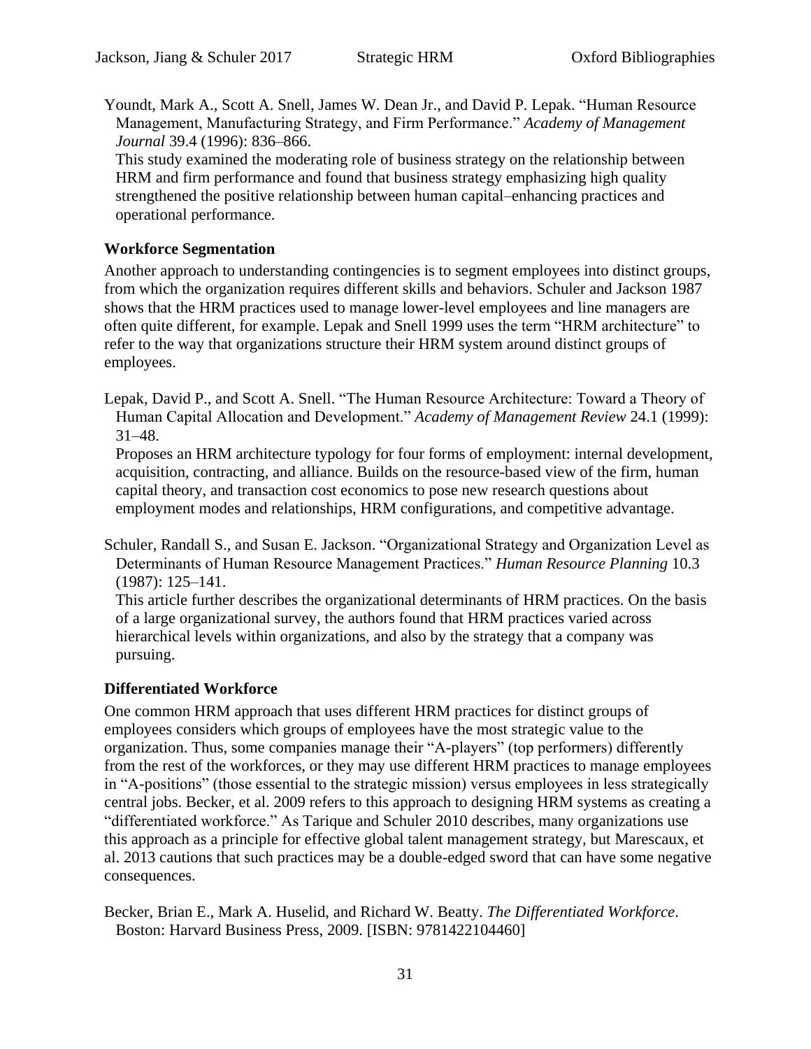Youndt, Mark A., Scott A. Snell, James W. Dean Jr., and David P. Lepak. "Human Resource Management, Manufacturing Strategy, and Firm Performance." *Academy of Management Journal* 39.4 (1996): 836–866.
This study examined the moderating role of business strategy on the relationship between HRM and firm performance and found that business strategy emphasizing high quality strengthened the positive relationship between human capital–enhancing practices and operational performance.

**Workforce Segmentation**

Another approach to understanding contingencies is to segment employees into distinct groups, from which the organization requires different skills and behaviors. Schuler and Jackson 1987 shows that the HRM practices used to manage lower-level employees and line managers are often quite different, for example. Lepak and Snell 1999 uses the term "HRM architecture" to refer to the way that organizations structure their HRM system around distinct groups of employees.

Lepak, David P., and Scott A. Snell. "The Human Resource Architecture: Toward a Theory of Human Capital Allocation and Development." *Academy of Management Review* 24.1 (1999): 31–48.
Proposes an HRM architecture typology for four forms of employment: internal development, acquisition, contracting, and alliance. Builds on the resource-based view of the firm, human capital theory, and transaction cost economics to pose new research questions about employment modes and relationships, HRM configurations, and competitive advantage.

Schuler, Randall S., and Susan E. Jackson. "Organizational Strategy and Organization Level as Determinants of Human Resource Management Practices." *Human Resource Planning* 10.3 (1987): 125–141.
This article further describes the organizational determinants of HRM practices. On the basis of a large organizational survey, the authors found that HRM practices varied across hierarchical levels within organizations, and also by the strategy that a company was pursuing.

**Differentiated Workforce**

One common HRM approach that uses different HRM practices for distinct groups of employees considers which groups of employees have the most strategic value to the organization. Thus, some companies manage their "A-players" (top performers) differently from the rest of the workforces, or they may use different HRM practices to manage employees in "A-positions" (those essential to the strategic mission) versus employees in less strategically central jobs. Becker, et al. 2009 refers to this approach to designing HRM systems as creating a "differentiated workforce." As Tarique and Schuler 2010 describes, many organizations use this approach as a principle for effective global talent management strategy, but Marescaux, et al. 2013 cautions that such practices may be a double-edged sword that can have some negative consequences.

Becker, Brian E., Mark A. Huselid, and Richard W. Beatty. *The Differentiated Workforce*. Boston: Harvard Business Press, 2009. [ISBN: 9781422104460]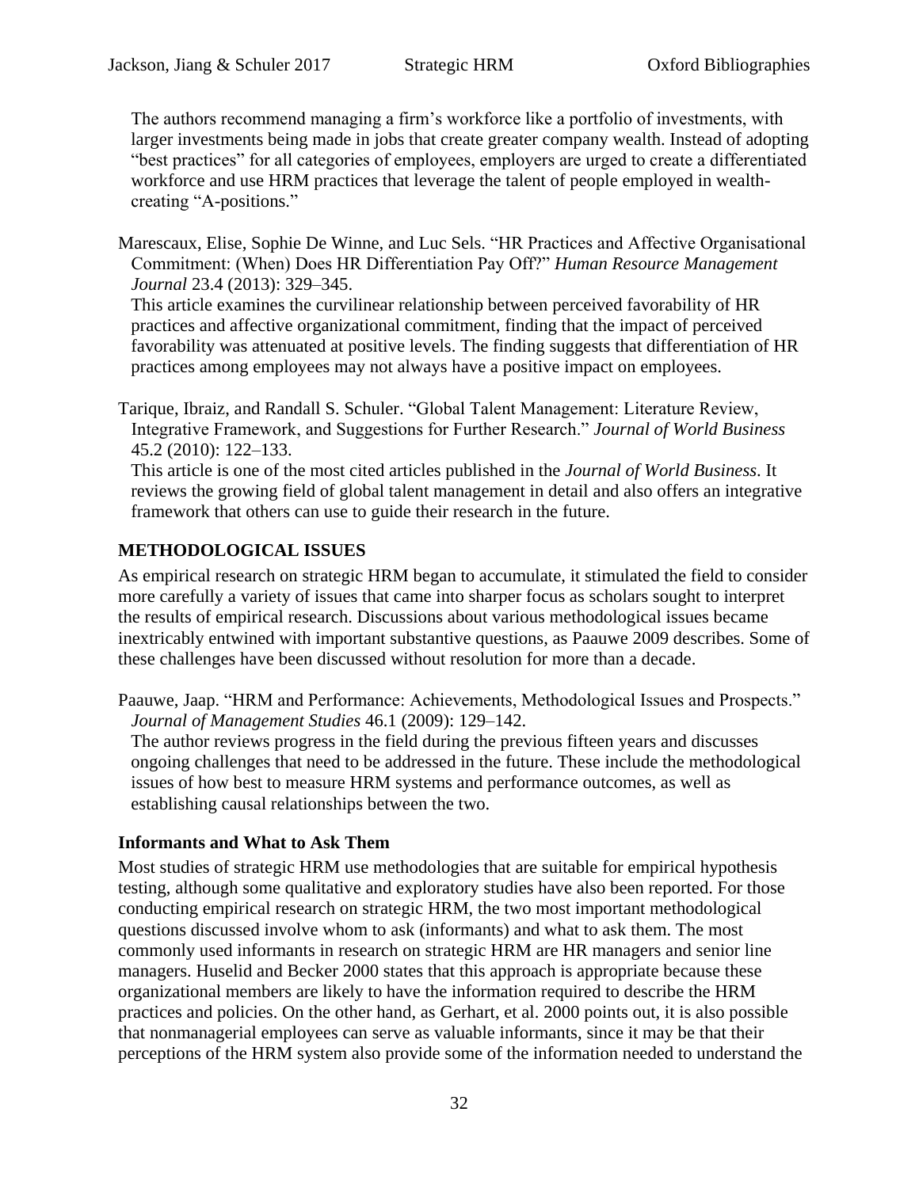The authors recommend managing a firm's workforce like a portfolio of investments, with larger investments being made in jobs that create greater company wealth. Instead of adopting "best practices" for all categories of employees, employers are urged to create a differentiated workforce and use HRM practices that leverage the talent of people employed in wealth-creating "A-positions."

Marescaux, Elise, Sophie De Winne, and Luc Sels. "HR Practices and Affective Organisational Commitment: (When) Does HR Differentiation Pay Off?" *Human Resource Management Journal* 23.4 (2013): 329–345.
This article examines the curvilinear relationship between perceived favorability of HR practices and affective organizational commitment, finding that the impact of perceived favorability was attenuated at positive levels. The finding suggests that differentiation of HR practices among employees may not always have a positive impact on employees.

Tarique, Ibraiz, and Randall S. Schuler. "Global Talent Management: Literature Review, Integrative Framework, and Suggestions for Further Research." *Journal of World Business* 45.2 (2010): 122–133.
This article is one of the most cited articles published in the *Journal of World Business*. It reviews the growing field of global talent management in detail and also offers an integrative framework that others can use to guide their research in the future.

## METHODOLOGICAL ISSUES

As empirical research on strategic HRM began to accumulate, it stimulated the field to consider more carefully a variety of issues that came into sharper focus as scholars sought to interpret the results of empirical research. Discussions about various methodological issues became inextricably entwined with important substantive questions, as Paauwe 2009 describes. Some of these challenges have been discussed without resolution for more than a decade.

Paauwe, Jaap. "HRM and Performance: Achievements, Methodological Issues and Prospects." *Journal of Management Studies* 46.1 (2009): 129–142.
The author reviews progress in the field during the previous fifteen years and discusses ongoing challenges that need to be addressed in the future. These include the methodological issues of how best to measure HRM systems and performance outcomes, as well as establishing causal relationships between the two.

### Informants and What to Ask Them

Most studies of strategic HRM use methodologies that are suitable for empirical hypothesis testing, although some qualitative and exploratory studies have also been reported. For those conducting empirical research on strategic HRM, the two most important methodological questions discussed involve whom to ask (informants) and what to ask them. The most commonly used informants in research on strategic HRM are HR managers and senior line managers. Huselid and Becker 2000 states that this approach is appropriate because these organizational members are likely to have the information required to describe the HRM practices and policies. On the other hand, as Gerhart, et al. 2000 points out, it is also possible that nonmanagerial employees can serve as valuable informants, since it may be that their perceptions of the HRM system also provide some of the information needed to understand the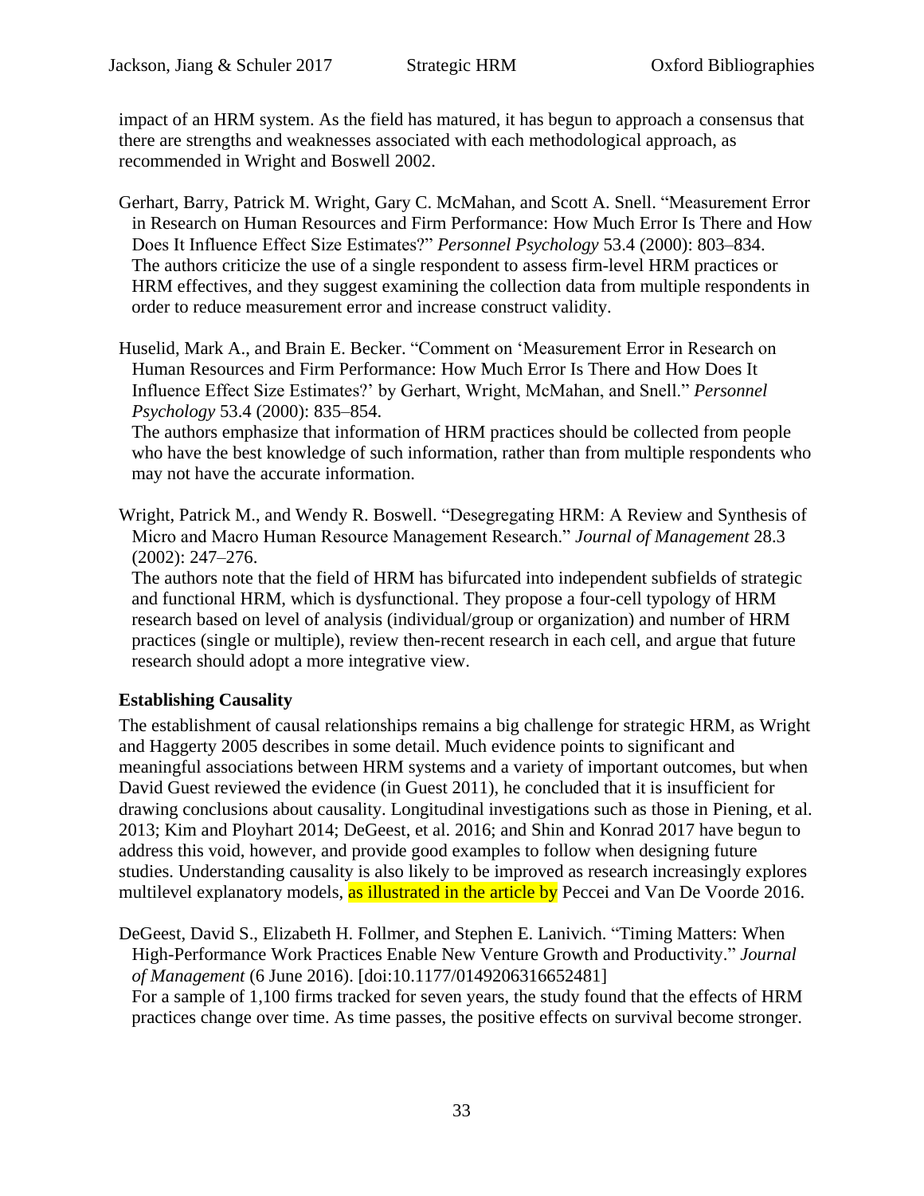impact of an HRM system. As the field has matured, it has begun to approach a consensus that there are strengths and weaknesses associated with each methodological approach, as recommended in Wright and Boswell 2002.

Gerhart, Barry, Patrick M. Wright, Gary C. McMahan, and Scott A. Snell. "Measurement Error in Research on Human Resources and Firm Performance: How Much Error Is There and How Does It Influence Effect Size Estimates?" *Personnel Psychology* 53.4 (2000): 803–834.
The authors criticize the use of a single respondent to assess firm-level HRM practices or HRM effectives, and they suggest examining the collection data from multiple respondents in order to reduce measurement error and increase construct validity.

Huselid, Mark A., and Brain E. Becker. "Comment on 'Measurement Error in Research on Human Resources and Firm Performance: How Much Error Is There and How Does It Influence Effect Size Estimates?' by Gerhart, Wright, McMahan, and Snell." *Personnel Psychology* 53.4 (2000): 835–854.
The authors emphasize that information of HRM practices should be collected from people who have the best knowledge of such information, rather than from multiple respondents who may not have the accurate information.

Wright, Patrick M., and Wendy R. Boswell. "Desegregating HRM: A Review and Synthesis of Micro and Macro Human Resource Management Research." *Journal of Management* 28.3 (2002): 247–276.
The authors note that the field of HRM has bifurcated into independent subfields of strategic and functional HRM, which is dysfunctional. They propose a four-cell typology of HRM research based on level of analysis (individual/group or organization) and number of HRM practices (single or multiple), review then-recent research in each cell, and argue that future research should adopt a more integrative view.

**Establishing Causality**

The establishment of causal relationships remains a big challenge for strategic HRM, as Wright and Haggerty 2005 describes in some detail. Much evidence points to significant and meaningful associations between HRM systems and a variety of important outcomes, but when David Guest reviewed the evidence (in Guest 2011), he concluded that it is insufficient for drawing conclusions about causality. Longitudinal investigations such as those in Piening, et al. 2013; Kim and Ployhart 2014; DeGeest, et al. 2016; and Shin and Konrad 2017 have begun to address this void, however, and provide good examples to follow when designing future studies. Understanding causality is also likely to be improved as research increasingly explores multilevel explanatory models, as illustrated in the article by Peccei and Van De Voorde 2016.

DeGeest, David S., Elizabeth H. Follmer, and Stephen E. Lanivich. "Timing Matters: When High-Performance Work Practices Enable New Venture Growth and Productivity." *Journal of Management* (6 June 2016). [doi:10.1177/0149206316652481]
For a sample of 1,100 firms tracked for seven years, the study found that the effects of HRM practices change over time. As time passes, the positive effects on survival become stronger.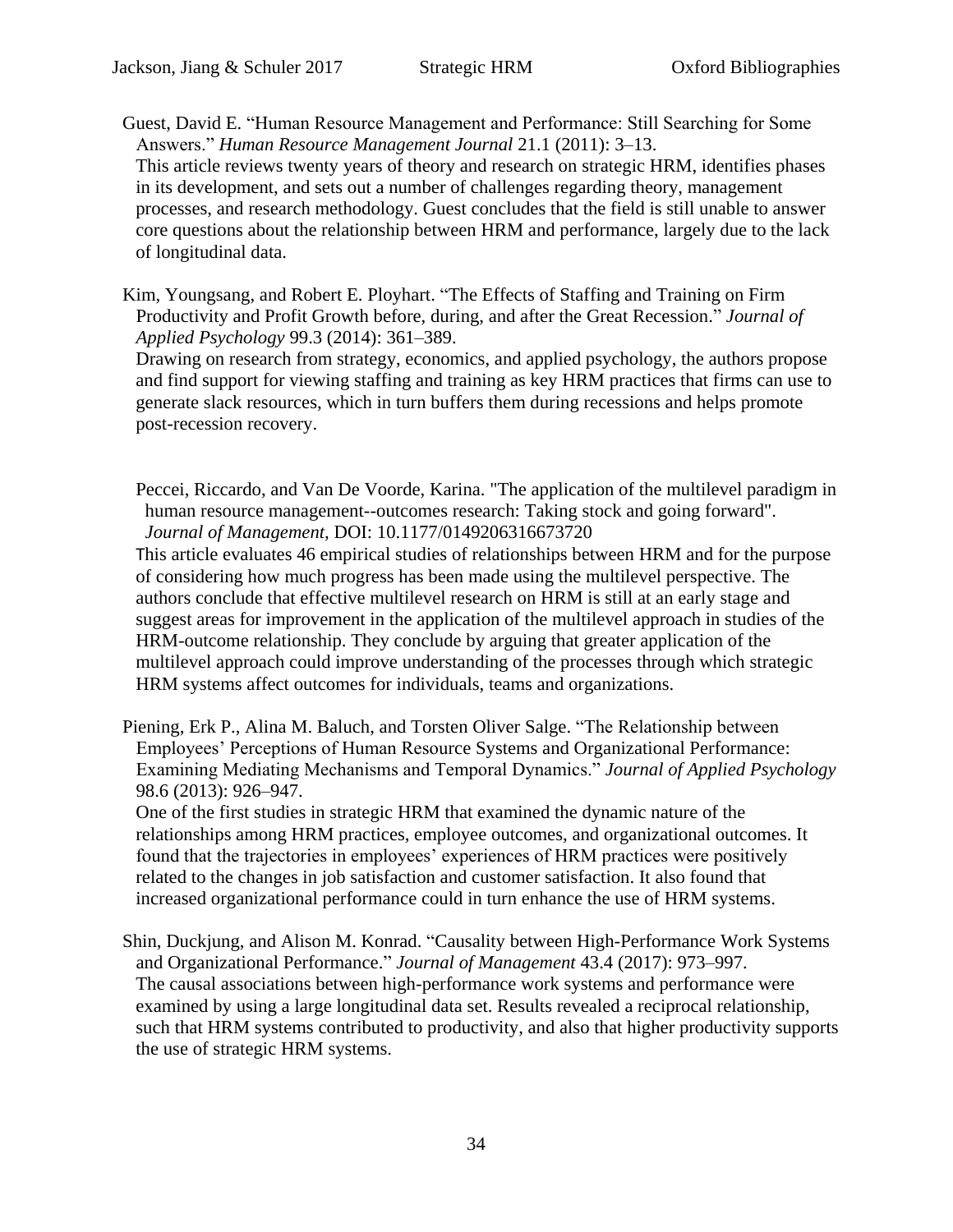Guest, David E. “Human Resource Management and Performance: Still Searching for Some Answers.” *Human Resource Management Journal* 21.1 (2011): 3–13.

This article reviews twenty years of theory and research on strategic HRM, identifies phases in its development, and sets out a number of challenges regarding theory, management processes, and research methodology. Guest concludes that the field is still unable to answer core questions about the relationship between HRM and performance, largely due to the lack of longitudinal data.

Kim, Youngsang, and Robert E. Ployhart. “The Effects of Staffing and Training on Firm Productivity and Profit Growth before, during, and after the Great Recession.” *Journal of Applied Psychology* 99.3 (2014): 361–389.

Drawing on research from strategy, economics, and applied psychology, the authors propose and find support for viewing staffing and training as key HRM practices that firms can use to generate slack resources, which in turn buffers them during recessions and helps promote post-recession recovery.

Peccei, Riccardo, and Van De Voorde, Karina. "The application of the multilevel paradigm in human resource management--outcomes research: Taking stock and going forward". *Journal of Management,* DOI: 10.1177/0149206316673720

This article evaluates 46 empirical studies of relationships between HRM and for the purpose of considering how much progress has been made using the multilevel perspective. The authors conclude that effective multilevel research on HRM is still at an early stage and suggest areas for improvement in the application of the multilevel approach in studies of the HRM-outcome relationship. They conclude by arguing that greater application of the multilevel approach could improve understanding of the processes through which strategic HRM systems affect outcomes for individuals, teams and organizations.

Piening, Erk P., Alina M. Baluch, and Torsten Oliver Salge. “The Relationship between Employees’ Perceptions of Human Resource Systems and Organizational Performance: Examining Mediating Mechanisms and Temporal Dynamics.” *Journal of Applied Psychology* 98.6 (2013): 926–947.

One of the first studies in strategic HRM that examined the dynamic nature of the relationships among HRM practices, employee outcomes, and organizational outcomes. It found that the trajectories in employees’ experiences of HRM practices were positively related to the changes in job satisfaction and customer satisfaction. It also found that increased organizational performance could in turn enhance the use of HRM systems.

Shin, Duckjung, and Alison M. Konrad. “Causality between High-Performance Work Systems and Organizational Performance.” *Journal of Management* 43.4 (2017): 973–997.

The causal associations between high-performance work systems and performance were examined by using a large longitudinal data set. Results revealed a reciprocal relationship, such that HRM systems contributed to productivity, and also that higher productivity supports the use of strategic HRM systems.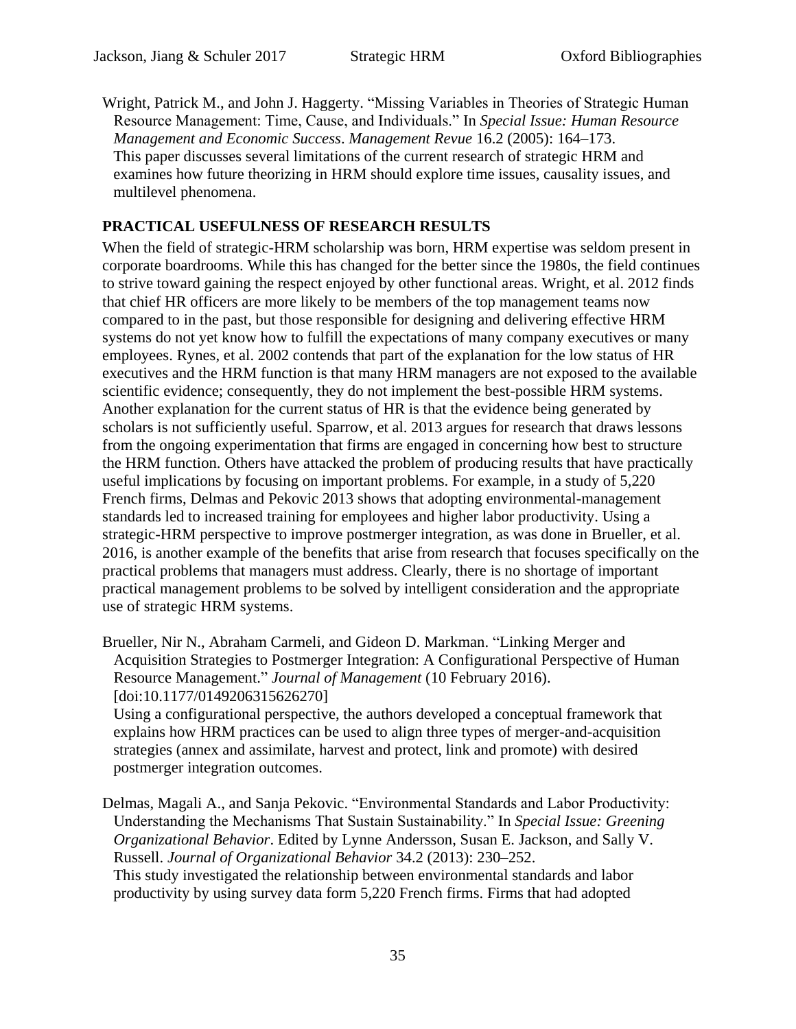Wright, Patrick M., and John J. Haggerty. "Missing Variables in Theories of Strategic Human Resource Management: Time, Cause, and Individuals." In *Special Issue: Human Resource Management and Economic Success*. *Management Revue* 16.2 (2005): 164–173.
This paper discusses several limitations of the current research of strategic HRM and examines how future theorizing in HRM should explore time issues, causality issues, and multilevel phenomena.

## PRACTICAL USEFULNESS OF RESEARCH RESULTS

When the field of strategic-HRM scholarship was born, HRM expertise was seldom present in corporate boardrooms. While this has changed for the better since the 1980s, the field continues to strive toward gaining the respect enjoyed by other functional areas. Wright, et al. 2012 finds that chief HR officers are more likely to be members of the top management teams now compared to in the past, but those responsible for designing and delivering effective HRM systems do not yet know how to fulfill the expectations of many company executives or many employees. Rynes, et al. 2002 contends that part of the explanation for the low status of HR executives and the HRM function is that many HRM managers are not exposed to the available scientific evidence; consequently, they do not implement the best-possible HRM systems. Another explanation for the current status of HR is that the evidence being generated by scholars is not sufficiently useful. Sparrow, et al. 2013 argues for research that draws lessons from the ongoing experimentation that firms are engaged in concerning how best to structure the HRM function. Others have attacked the problem of producing results that have practically useful implications by focusing on important problems. For example, in a study of 5,220 French firms, Delmas and Pekovic 2013 shows that adopting environmental-management standards led to increased training for employees and higher labor productivity. Using a strategic-HRM perspective to improve postmerger integration, as was done in Brueller, et al. 2016, is another example of the benefits that arise from research that focuses specifically on the practical problems that managers must address. Clearly, there is no shortage of important practical management problems to be solved by intelligent consideration and the appropriate use of strategic HRM systems.

Brueller, Nir N., Abraham Carmeli, and Gideon D. Markman. "Linking Merger and Acquisition Strategies to Postmerger Integration: A Configurational Perspective of Human Resource Management." *Journal of Management* (10 February 2016). [doi:10.1177/0149206315626270]
Using a configurational perspective, the authors developed a conceptual framework that explains how HRM practices can be used to align three types of merger-and-acquisition strategies (annex and assimilate, harvest and protect, link and promote) with desired postmerger integration outcomes.

Delmas, Magali A., and Sanja Pekovic. "Environmental Standards and Labor Productivity: Understanding the Mechanisms That Sustain Sustainability." In *Special Issue: Greening Organizational Behavior*. Edited by Lynne Andersson, Susan E. Jackson, and Sally V. Russell. *Journal of Organizational Behavior* 34.2 (2013): 230–252.
This study investigated the relationship between environmental standards and labor productivity by using survey data form 5,220 French firms. Firms that had adopted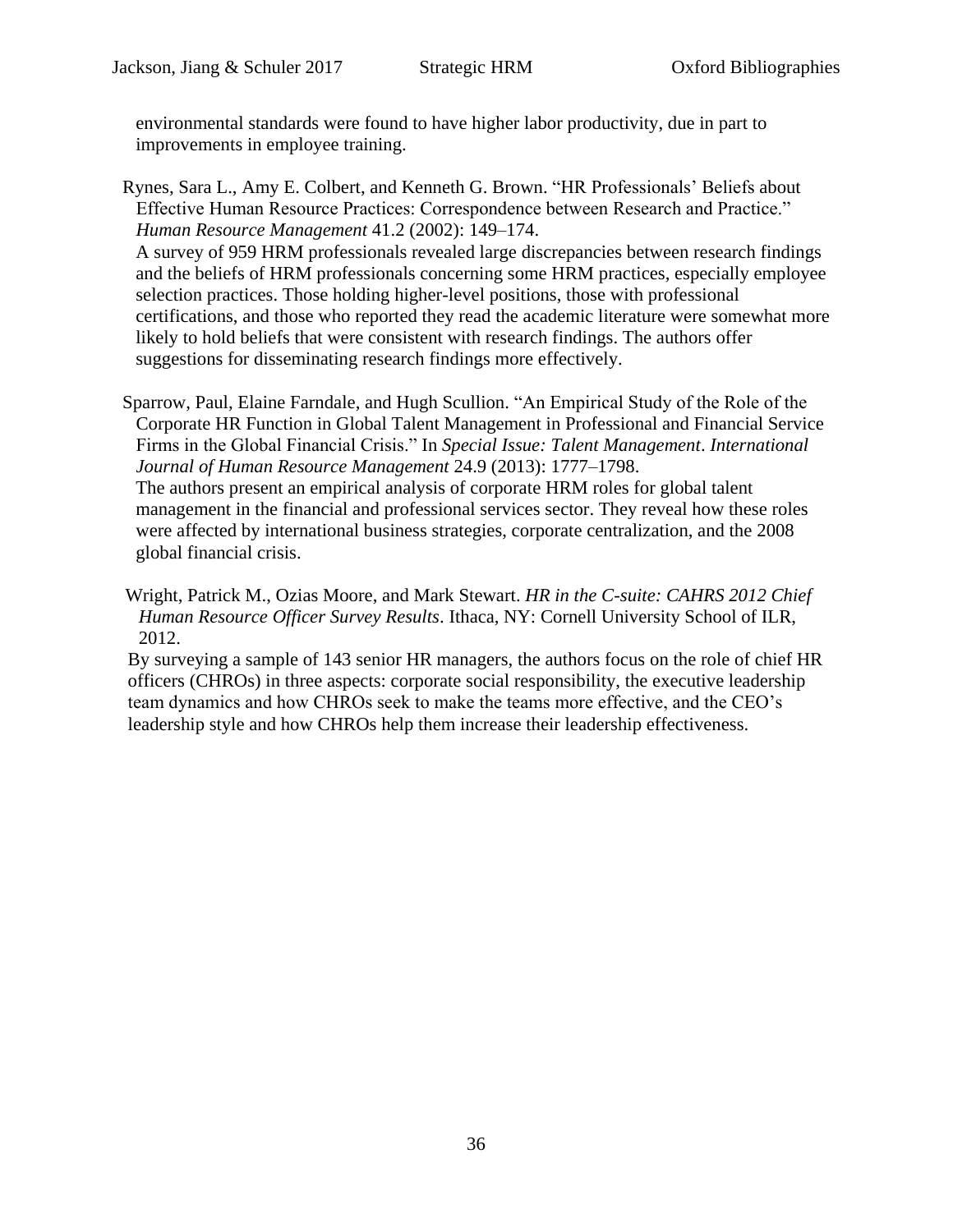environmental standards were found to have higher labor productivity, due in part to improvements in employee training.

Rynes, Sara L., Amy E. Colbert, and Kenneth G. Brown. "HR Professionals' Beliefs about Effective Human Resource Practices: Correspondence between Research and Practice." *Human Resource Management* 41.2 (2002): 149–174.

A survey of 959 HRM professionals revealed large discrepancies between research findings and the beliefs of HRM professionals concerning some HRM practices, especially employee selection practices. Those holding higher-level positions, those with professional certifications, and those who reported they read the academic literature were somewhat more likely to hold beliefs that were consistent with research findings. The authors offer suggestions for disseminating research findings more effectively.

Sparrow, Paul, Elaine Farndale, and Hugh Scullion. "An Empirical Study of the Role of the Corporate HR Function in Global Talent Management in Professional and Financial Service Firms in the Global Financial Crisis." In *Special Issue: Talent Management*. *International Journal of Human Resource Management* 24.9 (2013): 1777–1798.

The authors present an empirical analysis of corporate HRM roles for global talent management in the financial and professional services sector. They reveal how these roles were affected by international business strategies, corporate centralization, and the 2008 global financial crisis.

Wright, Patrick M., Ozias Moore, and Mark Stewart. *HR in the C-suite: CAHRS 2012 Chief Human Resource Officer Survey Results*. Ithaca, NY: Cornell University School of ILR, 2012.

By surveying a sample of 143 senior HR managers, the authors focus on the role of chief HR officers (CHROs) in three aspects: corporate social responsibility, the executive leadership team dynamics and how CHROs seek to make the teams more effective, and the CEO's leadership style and how CHROs help them increase their leadership effectiveness.